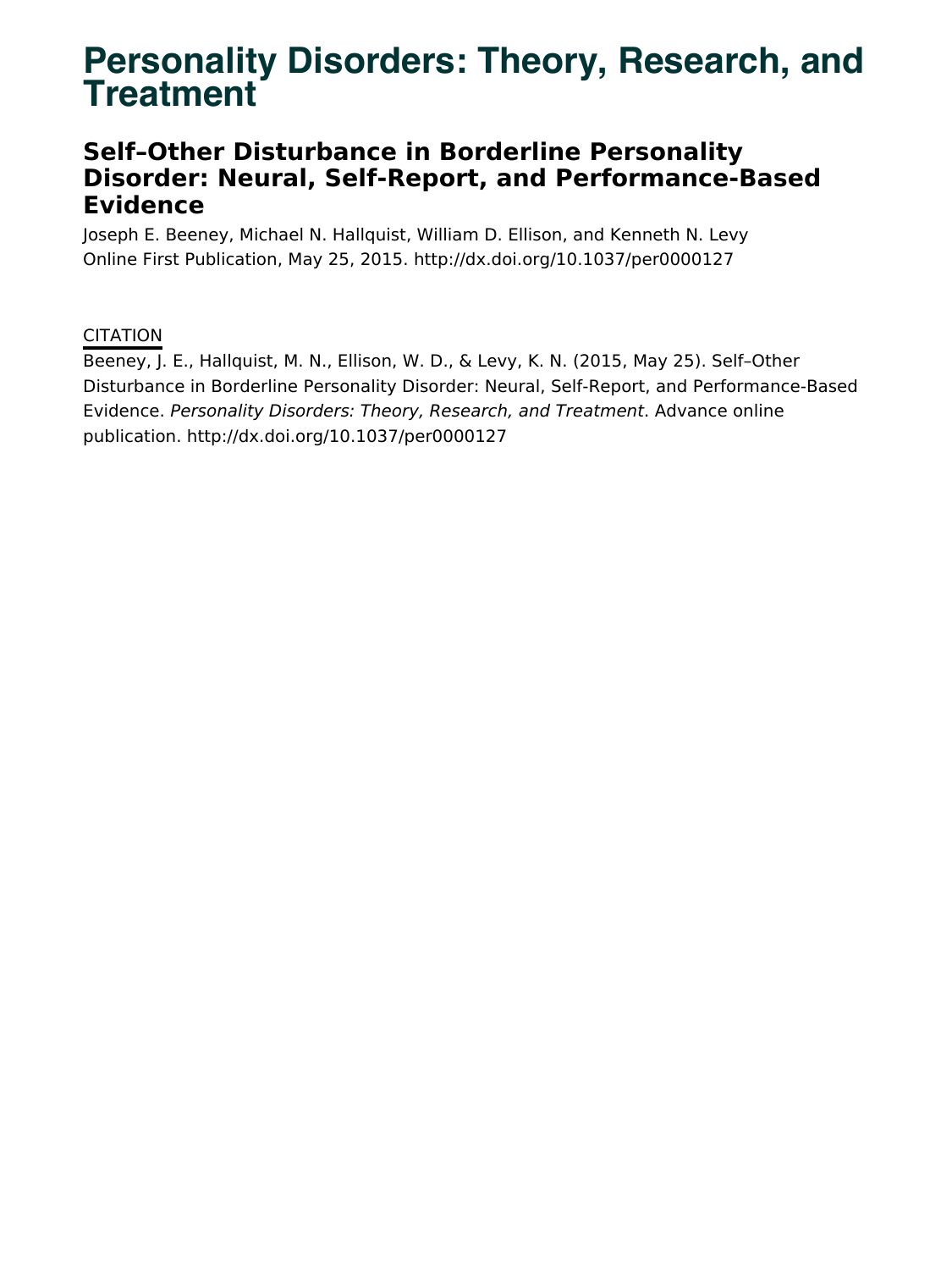# Personality Disorders: Theory, Research, and Treatment

## Self–Other Disturbance in Borderline Personality Disorder: Neural, Self-Report, and Performance-Based Evidence

Joseph E. Beeney, Michael N. Hallquist, William D. Ellison, and Kenneth N. Levy

Online First Publication, May 25, 2015. http://dx.doi.org/10.1037/per0000127

CITATION

Beeney, J. E., Hallquist, M. N., Ellison, W. D., & Levy, K. N. (2015, May 25). Self–Other Disturbance in Borderline Personality Disorder: Neural, Self-Report, and Performance-Based Evidence. *Personality Disorders: Theory, Research, and Treatment*. Advance online publication. http://dx.doi.org/10.1037/per0000127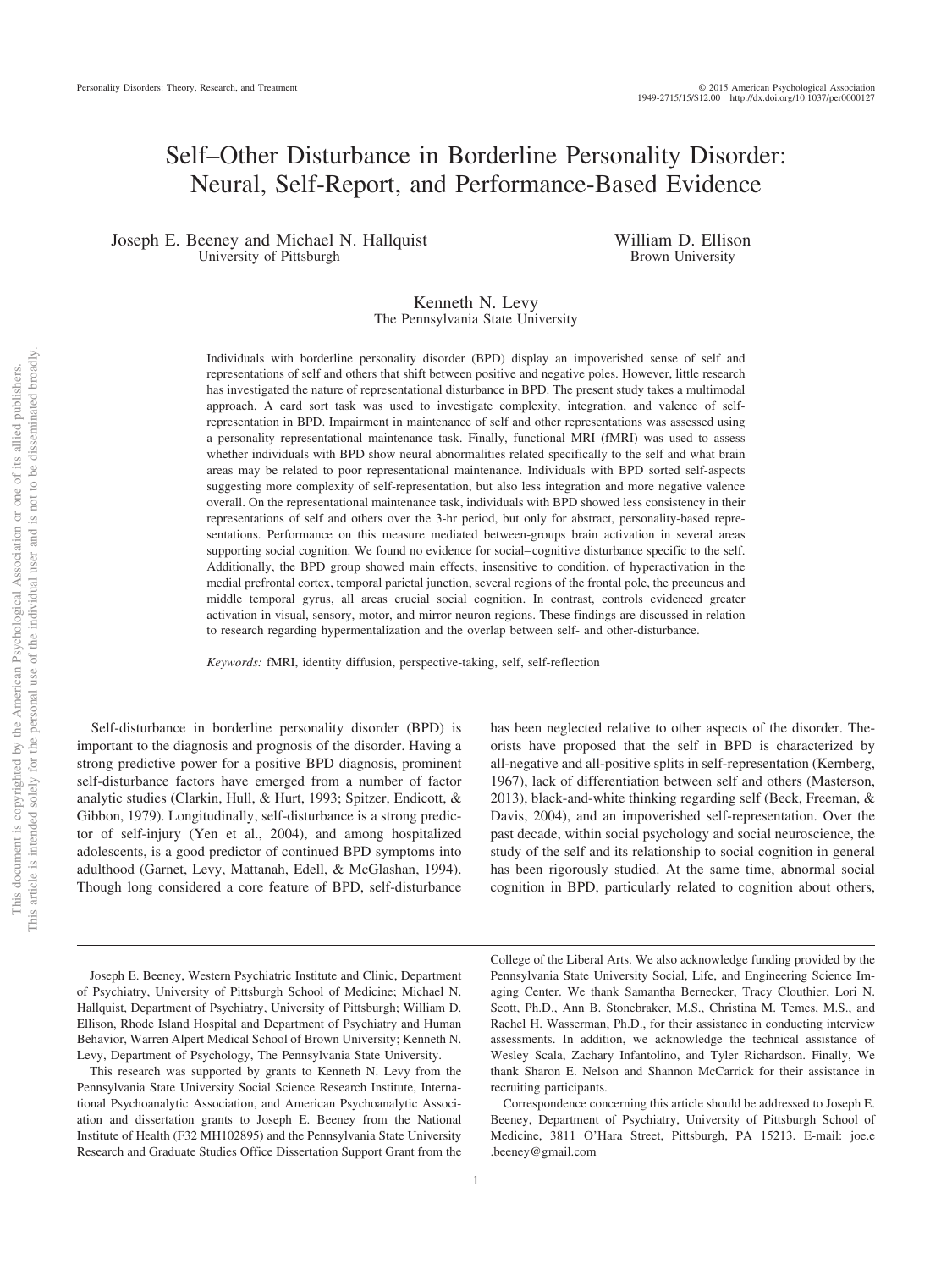# Self–Other Disturbance in Borderline Personality Disorder: Neural, Self-Report, and Performance-Based Evidence

Joseph E. Beeney and Michael N. Hallquist
University of Pittsburgh

William D. Ellison
Brown University

Kenneth N. Levy
The Pennsylvania State University

Individuals with borderline personality disorder (BPD) display an impoverished sense of self and representations of self and others that shift between positive and negative poles. However, little research has investigated the nature of representational disturbance in BPD. The present study takes a multimodal approach. A card sort task was used to investigate complexity, integration, and valence of self-representation in BPD. Impairment in maintenance of self and other representations was assessed using a personality representational maintenance task. Finally, functional MRI (fMRI) was used to assess whether individuals with BPD show neural abnormalities related specifically to the self and what brain areas may be related to poor representational maintenance. Individuals with BPD sorted self-aspects suggesting more complexity of self-representation, but also less integration and more negative valence overall. On the representational maintenance task, individuals with BPD showed less consistency in their representations of self and others over the 3-hr period, but only for abstract, personality-based representations. Performance on this measure mediated between-groups brain activation in several areas supporting social cognition. We found no evidence for social–cognitive disturbance specific to the self. Additionally, the BPD group showed main effects, insensitive to condition, of hyperactivation in the medial prefrontal cortex, temporal parietal junction, several regions of the frontal pole, the precuneus and middle temporal gyrus, all areas crucial social cognition. In contrast, controls evidenced greater activation in visual, sensory, motor, and mirror neuron regions. These findings are discussed in relation to research regarding hypermentalization and the overlap between self- and other-disturbance.

*Keywords:* fMRI, identity diffusion, perspective-taking, self, self-reflection

Self-disturbance in borderline personality disorder (BPD) is important to the diagnosis and prognosis of the disorder. Having a strong predictive power for a positive BPD diagnosis, prominent self-disturbance factors have emerged from a number of factor analytic studies (Clarkin, Hull, & Hurt, 1993; Spitzer, Endicott, & Gibbon, 1979). Longitudinally, self-disturbance is a strong predictor of self-injury (Yen et al., 2004), and among hospitalized adolescents, is a good predictor of continued BPD symptoms into adulthood (Garnet, Levy, Mattanah, Edell, & McGlashan, 1994). Though long considered a core feature of BPD, self-disturbance has been neglected relative to other aspects of the disorder. Theorists have proposed that the self in BPD is characterized by all-negative and all-positive splits in self-representation (Kernberg, 1967), lack of differentiation between self and others (Masterson, 2013), black-and-white thinking regarding self (Beck, Freeman, & Davis, 2004), and an impoverished self-representation. Over the past decade, within social psychology and social neuroscience, the study of the self and its relationship to social cognition in general has been rigorously studied. At the same time, abnormal social cognition in BPD, particularly related to cognition about others,

Joseph E. Beeney, Western Psychiatric Institute and Clinic, Department of Psychiatry, University of Pittsburgh School of Medicine; Michael N. Hallquist, Department of Psychiatry, University of Pittsburgh; William D. Ellison, Rhode Island Hospital and Department of Psychiatry and Human Behavior, Warren Alpert Medical School of Brown University; Kenneth N. Levy, Department of Psychology, The Pennsylvania State University.

This research was supported by grants to Kenneth N. Levy from the Pennsylvania State University Social Science Research Institute, International Psychoanalytic Association, and American Psychoanalytic Association and dissertation grants to Joseph E. Beeney from the National Institute of Health (F32 MH102895) and the Pennsylvania State University Research and Graduate Studies Office Dissertation Support Grant from the College of the Liberal Arts. We also acknowledge funding provided by the Pennsylvania State University Social, Life, and Engineering Science Imaging Center. We thank Samantha Bernecker, Tracy Clouthier, Lori N. Scott, Ph.D., Ann B. Stonebraker, M.S., Christina M. Temes, M.S., and Rachel H. Wasserman, Ph.D., for their assistance in conducting interview assessments. In addition, we acknowledge the technical assistance of Wesley Scala, Zachary Infantolino, and Tyler Richardson. Finally, We thank Sharon E. Nelson and Shannon McCarrick for their assistance in recruiting participants.

Correspondence concerning this article should be addressed to Joseph E. Beeney, Department of Psychiatry, University of Pittsburgh School of Medicine, 3811 O'Hara Street, Pittsburgh, PA 15213. E-mail: joe.e.beeney@gmail.com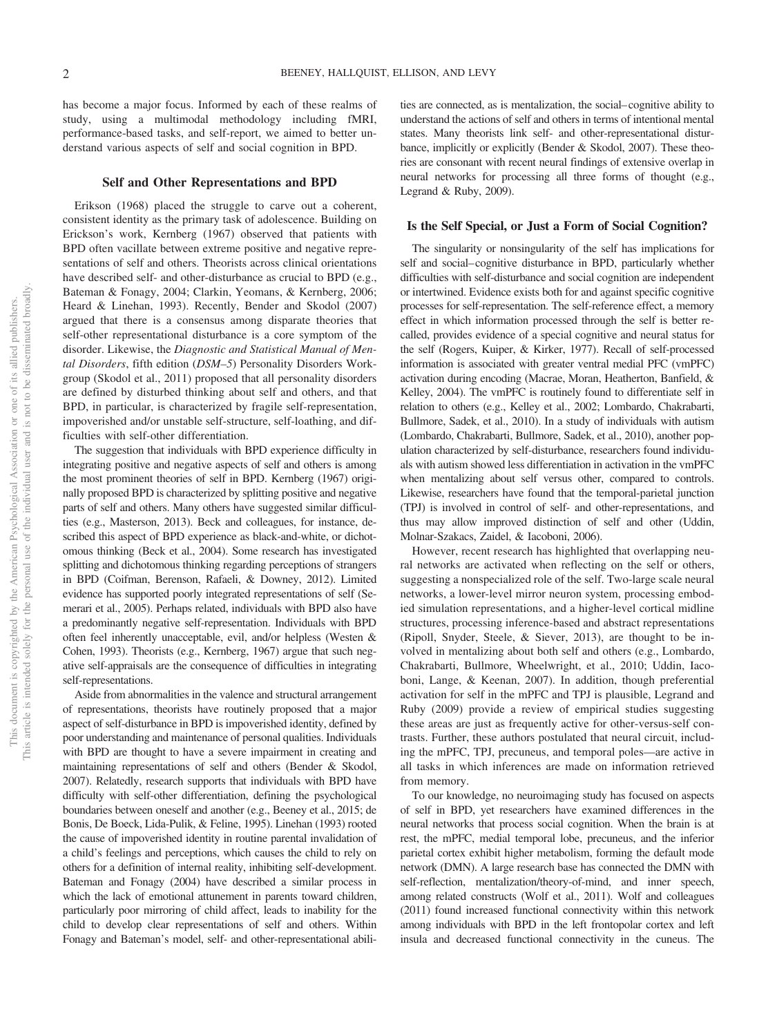has become a major focus. Informed by each of these realms of study, using a multimodal methodology including fMRI, performance-based tasks, and self-report, we aimed to better understand various aspects of self and social cognition in BPD.

## Self and Other Representations and BPD

Erikson (1968) placed the struggle to carve out a coherent, consistent identity as the primary task of adolescence. Building on Erickson's work, Kernberg (1967) observed that patients with BPD often vacillate between extreme positive and negative representations of self and others. Theorists across clinical orientations have described self- and other-disturbance as crucial to BPD (e.g., Bateman & Fonagy, 2004; Clarkin, Yeomans, & Kernberg, 2006; Heard & Linehan, 1993). Recently, Bender and Skodol (2007) argued that there is a consensus among disparate theories that self-other representational disturbance is a core symptom of the disorder. Likewise, the *Diagnostic and Statistical Manual of Mental Disorders*, fifth edition (*DSM–5*) Personality Disorders Workgroup (Skodol et al., 2011) proposed that all personality disorders are defined by disturbed thinking about self and others, and that BPD, in particular, is characterized by fragile self-representation, impoverished and/or unstable self-structure, self-loathing, and difficulties with self-other differentiation.

The suggestion that individuals with BPD experience difficulty in integrating positive and negative aspects of self and others is among the most prominent theories of self in BPD. Kernberg (1967) originally proposed BPD is characterized by splitting positive and negative parts of self and others. Many others have suggested similar difficulties (e.g., Masterson, 2013). Beck and colleagues, for instance, described this aspect of BPD experience as black-and-white, or dichotomous thinking (Beck et al., 2004). Some research has investigated splitting and dichotomous thinking regarding perceptions of strangers in BPD (Coifman, Berenson, Rafaeli, & Downey, 2012). Limited evidence has supported poorly integrated representations of self (Semerari et al., 2005). Perhaps related, individuals with BPD also have a predominantly negative self-representation. Individuals with BPD often feel inherently unacceptable, evil, and/or helpless (Westen & Cohen, 1993). Theorists (e.g., Kernberg, 1967) argue that such negative self-appraisals are the consequence of difficulties in integrating self-representations.

Aside from abnormalities in the valence and structural arrangement of representations, theorists have routinely proposed that a major aspect of self-disturbance in BPD is impoverished identity, defined by poor understanding and maintenance of personal qualities. Individuals with BPD are thought to have a severe impairment in creating and maintaining representations of self and others (Bender & Skodol, 2007). Relatedly, research supports that individuals with BPD have difficulty with self-other differentiation, defining the psychological boundaries between oneself and another (e.g., Beeney et al., 2015; de Bonis, De Boeck, Lida-Pulik, & Feline, 1995). Linehan (1993) rooted the cause of impoverished identity in routine parental invalidation of a child's feelings and perceptions, which causes the child to rely on others for a definition of internal reality, inhibiting self-development. Bateman and Fonagy (2004) have described a similar process in which the lack of emotional attunement in parents toward children, particularly poor mirroring of child affect, leads to inability for the child to develop clear representations of self and others. Within Fonagy and Bateman's model, self- and other-representational abilities are connected, as is mentalization, the social–cognitive ability to understand the actions of self and others in terms of intentional mental states. Many theorists link self- and other-representational disturbance, implicitly or explicitly (Bender & Skodol, 2007). These theories are consonant with recent neural findings of extensive overlap in neural networks for processing all three forms of thought (e.g., Legrand & Ruby, 2009).

## Is the Self Special, or Just a Form of Social Cognition?

The singularity or nonsingularity of the self has implications for self and social–cognitive disturbance in BPD, particularly whether difficulties with self-disturbance and social cognition are independent or intertwined. Evidence exists both for and against specific cognitive processes for self-representation. The self-reference effect, a memory effect in which information processed through the self is better recalled, provides evidence of a special cognitive and neural status for the self (Rogers, Kuiper, & Kirker, 1977). Recall of self-processed information is associated with greater ventral medial PFC (vmPFC) activation during encoding (Macrae, Moran, Heatherton, Banfield, & Kelley, 2004). The vmPFC is routinely found to differentiate self in relation to others (e.g., Kelley et al., 2002; Lombardo, Chakrabarti, Bullmore, Sadek, et al., 2010). In a study of individuals with autism (Lombardo, Chakrabarti, Bullmore, Sadek, et al., 2010), another population characterized by self-disturbance, researchers found individuals with autism showed less differentiation in activation in the vmPFC when mentalizing about self versus other, compared to controls. Likewise, researchers have found that the temporal-parietal junction (TPJ) is involved in control of self- and other-representations, and thus may allow improved distinction of self and other (Uddin, Molnar-Szakacs, Zaidel, & Iacoboni, 2006).

However, recent research has highlighted that overlapping neural networks are activated when reflecting on the self or others, suggesting a nonspecialized role of the self. Two-large scale neural networks, a lower-level mirror neuron system, processing embodied simulation representations, and a higher-level cortical midline structures, processing inference-based and abstract representations (Ripoll, Snyder, Steele, & Siever, 2013), are thought to be involved in mentalizing about both self and others (e.g., Lombardo, Chakrabarti, Bullmore, Wheelwright, et al., 2010; Uddin, Iacoboni, Lange, & Keenan, 2007). In addition, though preferential activation for self in the mPFC and TPJ is plausible, Legrand and Ruby (2009) provide a review of empirical studies suggesting these areas are just as frequently active for other-versus-self contrasts. Further, these authors postulated that neural circuit, including the mPFC, TPJ, precuneus, and temporal poles—are active in all tasks in which inferences are made on information retrieved from memory.

To our knowledge, no neuroimaging study has focused on aspects of self in BPD, yet researchers have examined differences in the neural networks that process social cognition. When the brain is at rest, the mPFC, medial temporal lobe, precuneus, and the inferior parietal cortex exhibit higher metabolism, forming the default mode network (DMN). A large research base has connected the DMN with self-reflection, mentalization/theory-of-mind, and inner speech, among related constructs (Wolf et al., 2011). Wolf and colleagues (2011) found increased functional connectivity within this network among individuals with BPD in the left frontopolar cortex and left insula and decreased functional connectivity in the cuneus. The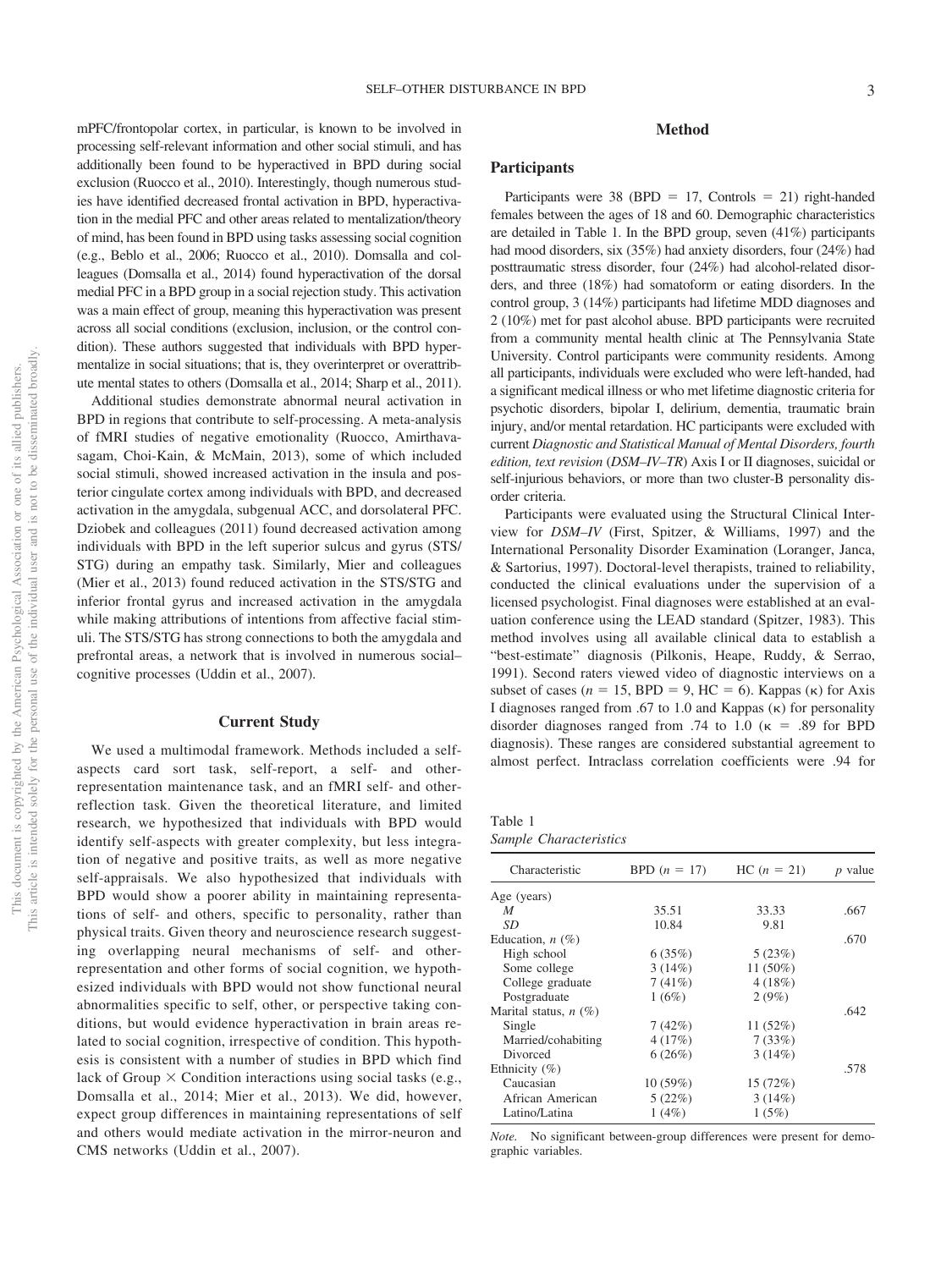mPFC/frontopolar cortex, in particular, is known to be involved in processing self-relevant information and other social stimuli, and has additionally been found to be hyperactived in BPD during social exclusion (Ruocco et al., 2010). Interestingly, though numerous studies have identified decreased frontal activation in BPD, hyperactivation in the medial PFC and other areas related to mentalization/theory of mind, has been found in BPD using tasks assessing social cognition (e.g., Beblo et al., 2006; Ruocco et al., 2010). Domsalla and colleagues (Domsalla et al., 2014) found hyperactivation of the dorsal medial PFC in a BPD group in a social rejection study. This activation was a main effect of group, meaning this hyperactivation was present across all social conditions (exclusion, inclusion, or the control condition). These authors suggested that individuals with BPD hypermentalize in social situations; that is, they overinterpret or overattribute mental states to others (Domsalla et al., 2014; Sharp et al., 2011).

Additional studies demonstrate abnormal neural activation in BPD in regions that contribute to self-processing. A meta-analysis of fMRI studies of negative emotionality (Ruocco, Amirthavasagam, Choi-Kain, & McMain, 2013), some of which included social stimuli, showed increased activation in the insula and posterior cingulate cortex among individuals with BPD, and decreased activation in the amygdala, subgenual ACC, and dorsolateral PFC. Dziobek and colleagues (2011) found decreased activation among individuals with BPD in the left superior sulcus and gyrus (STS/STG) during an empathy task. Similarly, Mier and colleagues (Mier et al., 2013) found reduced activation in the STS/STG and inferior frontal gyrus and increased activation in the amygdala while making attributions of intentions from affective facial stimuli. The STS/STG has strong connections to both the amygdala and prefrontal areas, a network that is involved in numerous social–cognitive processes (Uddin et al., 2007).

## Current Study

We used a multimodal framework. Methods included a self-aspects card sort task, self-report, a self- and other-representation maintenance task, and an fMRI self- and other-reflection task. Given the theoretical literature, and limited research, we hypothesized that individuals with BPD would identify self-aspects with greater complexity, but less integration of negative and positive traits, as well as more negative self-appraisals. We also hypothesized that individuals with BPD would show a poorer ability in maintaining representations of self- and others, specific to personality, rather than physical traits. Given theory and neuroscience research suggesting overlapping neural mechanisms of self- and other-representation and other forms of social cognition, we hypothesized individuals with BPD would not show functional neural abnormalities specific to self, other, or perspective taking conditions, but would evidence hyperactivation in brain areas related to social cognition, irrespective of condition. This hypothesis is consistent with a number of studies in BPD which find lack of Group × Condition interactions using social tasks (e.g., Domsalla et al., 2014; Mier et al., 2013). We did, however, expect group differences in maintaining representations of self and others would mediate activation in the mirror-neuron and CMS networks (Uddin et al., 2007).

## Method

### Participants

Participants were 38 (BPD = 17, Controls = 21) right-handed females between the ages of 18 and 60. Demographic characteristics are detailed in Table 1. In the BPD group, seven (41%) participants had mood disorders, six (35%) had anxiety disorders, four (24%) had posttraumatic stress disorder, four (24%) had alcohol-related disorders, and three (18%) had somatoform or eating disorders. In the control group, 3 (14%) participants had lifetime MDD diagnoses and 2 (10%) met for past alcohol abuse. BPD participants were recruited from a community mental health clinic at The Pennsylvania State University. Control participants were community residents. Among all participants, individuals were excluded who were left-handed, had a significant medical illness or who met lifetime diagnostic criteria for psychotic disorders, bipolar I, delirium, dementia, traumatic brain injury, and/or mental retardation. HC participants were excluded with current *Diagnostic and Statistical Manual of Mental Disorders, fourth edition, text revision* (*DSM–IV–TR*) Axis I or II diagnoses, suicidal or self-injurious behaviors, or more than two cluster-B personality disorder criteria.

Participants were evaluated using the Structural Clinical Interview for *DSM–IV* (First, Spitzer, & Williams, 1997) and the International Personality Disorder Examination (Loranger, Janca, & Sartorius, 1997). Doctoral-level therapists, trained to reliability, conducted the clinical evaluations under the supervision of a licensed psychologist. Final diagnoses were established at an evaluation conference using the LEAD standard (Spitzer, 1983). This method involves using all available clinical data to establish a "best-estimate" diagnosis (Pilkonis, Heape, Ruddy, & Serrao, 1991). Second raters viewed video of diagnostic interviews on a subset of cases ($n$ = 15, BPD = 9, HC = 6). Kappas (κ) for Axis I diagnoses ranged from .67 to 1.0 and Kappas (κ) for personality disorder diagnoses ranged from .74 to 1.0 (κ = .89 for BPD diagnosis). These ranges are considered substantial agreement to almost perfect. Intraclass correlation coefficients were .94 for

Table 1
*Sample Characteristics*

| Characteristic | BPD ($n$ = 17) | HC ($n$ = 21) | $p$ value |
|---|---|---|---|
| Age (years) | | | .667 |
| *M* | 35.51 | 33.33 | |
| *SD* | 10.84 | 9.81 | |
| Education, $n$ (%) | | | .670 |
| High school | 6 (35%) | 5 (23%) | |
| Some college | 3 (14%) | 11 (50%) | |
| College graduate | 7 (41%) | 4 (18%) | |
| Postgraduate | 1 (6%) | 2 (9%) | |
| Marital status, $n$ (%) | | | .642 |
| Single | 7 (42%) | 11 (52%) | |
| Married/cohabiting | 4 (17%) | 7 (33%) | |
| Divorced | 6 (26%) | 3 (14%) | |
| Ethnicity (%) | | | .578 |
| Caucasian | 10 (59%) | 15 (72%) | |
| African American | 5 (22%) | 3 (14%) | |
| Latino/Latina | 1 (4%) | 1 (5%) | |

*Note.* No significant between-group differences were present for demographic variables.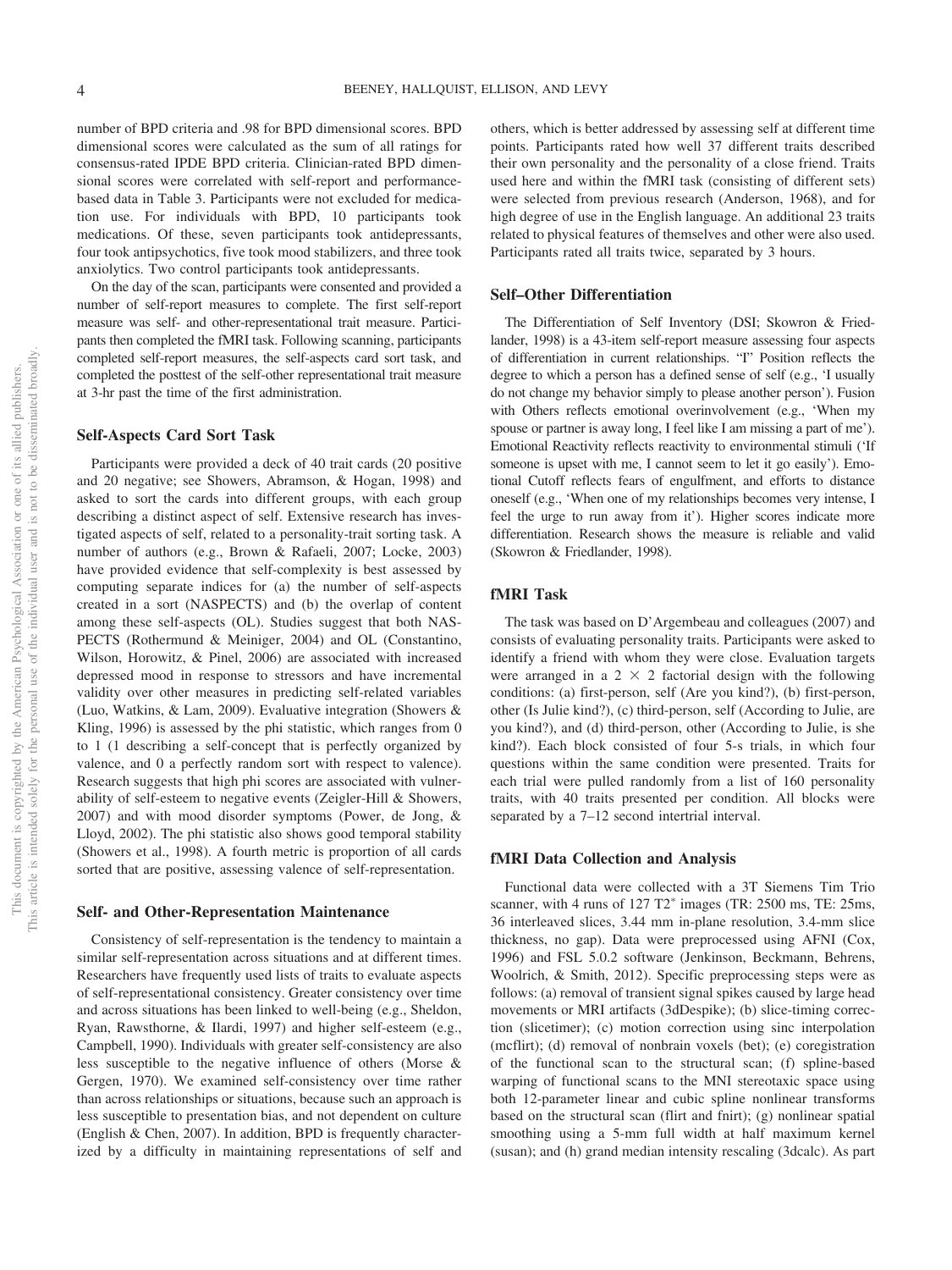number of BPD criteria and .98 for BPD dimensional scores. BPD dimensional scores were calculated as the sum of all ratings for consensus-rated IPDE BPD criteria. Clinician-rated BPD dimensional scores were correlated with self-report and performance-based data in Table 3. Participants were not excluded for medication use. For individuals with BPD, 10 participants took medications. Of these, seven participants took antidepressants, four took antipsychotics, five took mood stabilizers, and three took anxiolytics. Two control participants took antidepressants.

On the day of the scan, participants were consented and provided a number of self-report measures to complete. The first self-report measure was self- and other-representational trait measure. Participants then completed the fMRI task. Following scanning, participants completed self-report measures, the self-aspects card sort task, and completed the posttest of the self-other representational trait measure at 3-hr past the time of the first administration.

### Self-Aspects Card Sort Task

Participants were provided a deck of 40 trait cards (20 positive and 20 negative; see Showers, Abramson, & Hogan, 1998) and asked to sort the cards into different groups, with each group describing a distinct aspect of self. Extensive research has investigated aspects of self, related to a personality-trait sorting task. A number of authors (e.g., Brown & Rafaeli, 2007; Locke, 2003) have provided evidence that self-complexity is best assessed by computing separate indices for (a) the number of self-aspects created in a sort (NASPECTS) and (b) the overlap of content among these self-aspects (OL). Studies suggest that both NASPECTS (Rothermund & Meiniger, 2004) and OL (Constantino, Wilson, Horowitz, & Pinel, 2006) are associated with increased depressed mood in response to stressors and have incremental validity over other measures in predicting self-related variables (Luo, Watkins, & Lam, 2009). Evaluative integration (Showers & Kling, 1996) is assessed by the phi statistic, which ranges from 0 to 1 (1 describing a self-concept that is perfectly organized by valence, and 0 a perfectly random sort with respect to valence). Research suggests that high phi scores are associated with vulnerability of self-esteem to negative events (Zeigler-Hill & Showers, 2007) and with mood disorder symptoms (Power, de Jong, & Lloyd, 2002). The phi statistic also shows good temporal stability (Showers et al., 1998). A fourth metric is proportion of all cards sorted that are positive, assessing valence of self-representation.

### Self- and Other-Representation Maintenance

Consistency of self-representation is the tendency to maintain a similar self-representation across situations and at different times. Researchers have frequently used lists of traits to evaluate aspects of self-representational consistency. Greater consistency over time and across situations has been linked to well-being (e.g., Sheldon, Ryan, Rawsthorne, & Ilardi, 1997) and higher self-esteem (e.g., Campbell, 1990). Individuals with greater self-consistency are also less susceptible to the negative influence of others (Morse & Gergen, 1970). We examined self-consistency over time rather than across relationships or situations, because such an approach is less susceptible to presentation bias, and not dependent on culture (English & Chen, 2007). In addition, BPD is frequently characterized by a difficulty in maintaining representations of self and others, which is better addressed by assessing self at different time points. Participants rated how well 37 different traits described their own personality and the personality of a close friend. Traits used here and within the fMRI task (consisting of different sets) were selected from previous research (Anderson, 1968), and for high degree of use in the English language. An additional 23 traits related to physical features of themselves and other were also used. Participants rated all traits twice, separated by 3 hours.

### Self–Other Differentiation

The Differentiation of Self Inventory (DSI; Skowron & Friedlander, 1998) is a 43-item self-report measure assessing four aspects of differentiation in current relationships. "I" Position reflects the degree to which a person has a defined sense of self (e.g., 'I usually do not change my behavior simply to please another person'). Fusion with Others reflects emotional overinvolvement (e.g., 'When my spouse or partner is away long, I feel like I am missing a part of me'). Emotional Reactivity reflects reactivity to environmental stimuli ('If someone is upset with me, I cannot seem to let it go easily'). Emotional Cutoff reflects fears of engulfment, and efforts to distance oneself (e.g., 'When one of my relationships becomes very intense, I feel the urge to run away from it'). Higher scores indicate more differentiation. Research shows the measure is reliable and valid (Skowron & Friedlander, 1998).

### fMRI Task

The task was based on D'Argembeau and colleagues (2007) and consists of evaluating personality traits. Participants were asked to identify a friend with whom they were close. Evaluation targets were arranged in a $2 \times 2$ factorial design with the following conditions: (a) first-person, self (Are you kind?), (b) first-person, other (Is Julie kind?), (c) third-person, self (According to Julie, are you kind?), and (d) third-person, other (According to Julie, is she kind?). Each block consisted of four 5-s trials, in which four questions within the same condition were presented. Traits for each trial were pulled randomly from a list of 160 personality traits, with 40 traits presented per condition. All blocks were separated by a 7–12 second intertrial interval.

### fMRI Data Collection and Analysis

Functional data were collected with a 3T Siemens Tim Trio scanner, with 4 runs of 127 $T2^*$ images (TR: 2500 ms, TE: 25ms, 36 interleaved slices, 3.44 mm in-plane resolution, 3.4-mm slice thickness, no gap). Data were preprocessed using AFNI (Cox, 1996) and FSL 5.0.2 software (Jenkinson, Beckmann, Behrens, Woolrich, & Smith, 2012). Specific preprocessing steps were as follows: (a) removal of transient signal spikes caused by large head movements or MRI artifacts (3dDespike); (b) slice-timing correction (slicetimer); (c) motion correction using sinc interpolation (mcflirt); (d) removal of nonbrain voxels (bet); (e) coregistration of the functional scan to the structural scan; (f) spline-based warping of functional scans to the MNI stereotaxic space using both 12-parameter linear and cubic spline nonlinear transforms based on the structural scan (flirt and fnirt); (g) nonlinear spatial smoothing using a 5-mm full width at half maximum kernel (susan); and (h) grand median intensity rescaling (3dcalc). As part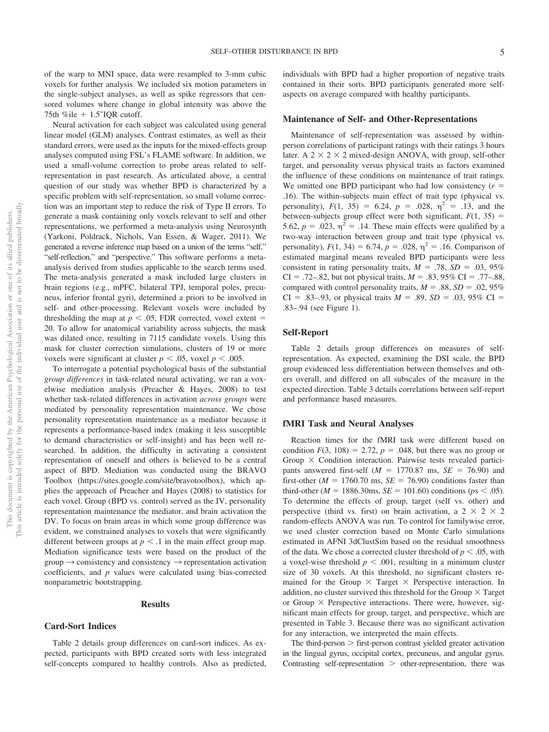of the warp to MNI space, data were resampled to 3-mm cubic voxels for further analysis. We included six motion parameters in the single-subject analyses, as well as spike regressors that censored volumes where change in global intensity was above the 75th %ile + 1.5*IQR cutoff.

Neural activation for each subject was calculated using general linear model (GLM) analyses. Contrast estimates, as well as their standard errors, were used as the inputs for the mixed-effects group analyses computed using FSL's FLAME software. In addition, we used a small-volume correction to probe areas related to self-representation in past research. As articulated above, a central question of our study was whether BPD is characterized by a specific problem with self-representation, so small volume correction was an important step to reduce the risk of Type II errors. To generate a mask containing only voxels relevant to self and other representations, we performed a meta-analysis using Neurosynth (Yarkoni, Poldrack, Nichols, Van Essen, & Wager, 2011). We generated a reverse inference map based on a union of the terms "self," "self-reflection," and "perspective." This software performs a meta-analysis derived from studies applicable to the search terms used. The meta-analysis generated a mask included large clusters in brain regions (e.g., mPFC, bilateral TPJ, temporal poles, precuneus, inferior frontal gyri), determined a priori to be involved in self- and other-processing. Relevant voxels were included by thresholding the map at $p < .05$, FDR corrected, voxel extent = 20. To allow for anatomical variability across subjects, the mask was dilated once, resulting in 7115 candidate voxels. Using this mask for cluster correction simulations, clusters of 19 or more voxels were significant at cluster $p < .05$, voxel $p < .005$.

To interrogate a potential psychological basis of the substantial *group differences* in task-related neural activating, we ran a voxelwise mediation analysis (Preacher & Hayes, 2008) to test whether task-related differences in activation *across groups* were mediated by personality representation maintenance. We chose personality representation maintenance as a mediator because it represents a performance-based index (making it less susceptible to demand characteristics or self-insight) and has been well researched. In addition, the difficulty in activating a consistent representation of oneself and others is believed to be a central aspect of BPD. Mediation was conducted using the BRAVO Toolbox (https://sites.google.com/site/bravotoolbox), which applies the approach of Preacher and Hayes (2008) to statistics for each voxel. Group (BPD vs. control) served as the IV, personality representation maintenance the mediator, and brain activation the DV. To focus on brain areas in which some group difference was evident, we constrained analyses to voxels that were significantly different between groups at $p < .1$ in the main effect group map. Mediation significance tests were based on the product of the group → consistency and consistency → representation activation coefficients, and $p$ values were calculated using bias-corrected nonparametric bootstrapping.

## Results

### Card-Sort Indices

Table 2 details group differences on card-sort indices. As expected, participants with BPD created sorts with less integrated self-concepts compared to healthy controls. Also as predicted, individuals with BPD had a higher proportion of negative traits contained in their sorts. BPD participants generated more self-aspects on average compared with healthy participants.

### Maintenance of Self- and Other-Representations

Maintenance of self-representation was assessed by within-person correlations of participant ratings with their ratings 3 hours later. A 2 × 2 × 2 mixed-design ANOVA, with group, self-other target, and personality versus physical traits as factors examined the influence of these conditions on maintenance of trait ratings. We omitted one BPD participant who had low consistency ($r$ = .16). The within-subjects main effect of trait type (physical vs. personality), $F(1, 35) = 6.24$, $p = .028$, $\eta^2 = .13$, and the between-subjects group effect were both significant, $F(1, 35) = 5.62$, $p = .023$, $\eta^2 = .14$. These main effects were qualified by a two-way interaction between group and trait type (physical vs. personality), $F(1, 34) = 6.74$, $p = .028$, $\eta^2 = .16$. Comparison of estimated marginal means revealed BPD participants were less consistent in rating personality traits, $M = .78$, $SD = .03$, 95% CI = .72–.82, but not physical traits, $M = .83$, 95% CI = .77–.88, compared with control personality traits, $M = .88$, $SD = .02$, 95% CI = .83–.93, or physical traits $M = .89$, $SD = .03$, 95% CI = .83–.94 (see Figure 1).

### Self-Report

Table 2 details group differences on measures of self-representation. As expected, examining the DSI scale, the BPD group evidenced less differentiation between themselves and others overall, and differed on all subscales of the measure in the expected direction. Table 3 details correlations between self-report and performance based measures.

### fMRI Task and Neural Analyses

Reaction times for the fMRI task were different based on condition $F(3, 108) = 2.72$, $p = .048$, but there was no group or Group × Condition interaction. Pairwise tests revealed participants answered first-self ($M$ = 1770.87 ms, $SE$ = 76.90) and first-other ($M$ = 1760.70 ms, $SE$ = 76.90) conditions faster than third-other ($M$ = 1886.30ms, $SE$ = 101.60) conditions ($p$s < .05). To determine the effects of group, target (self vs. other) and perspective (third vs. first) on brain activation, a 2 × 2 × 2 random-effects ANOVA was run. To control for familywise error, we used cluster correction based on Monte Carlo simulations estimated in AFNI 3dClustSim based on the residual smoothness of the data. We chose a corrected cluster threshold of $p < .05$, with a voxel-wise threshold $p < .001$, resulting in a minimum cluster size of 30 voxels. At this threshold, no significant clusters remained for the Group × Target × Perspective interaction. In addition, no cluster survived this threshold for the Group × Target or Group × Perspective interactions. There were, however, significant main effects for group, target, and perspective, which are presented in Table 3. Because there was no significant activation for any interaction, we interpreted the main effects.

The third-person > first-person contrast yielded greater activation in the lingual gyrus, occipital cortex, precuneus, and angular gyrus. Contrasting self-representation > other-representation, there was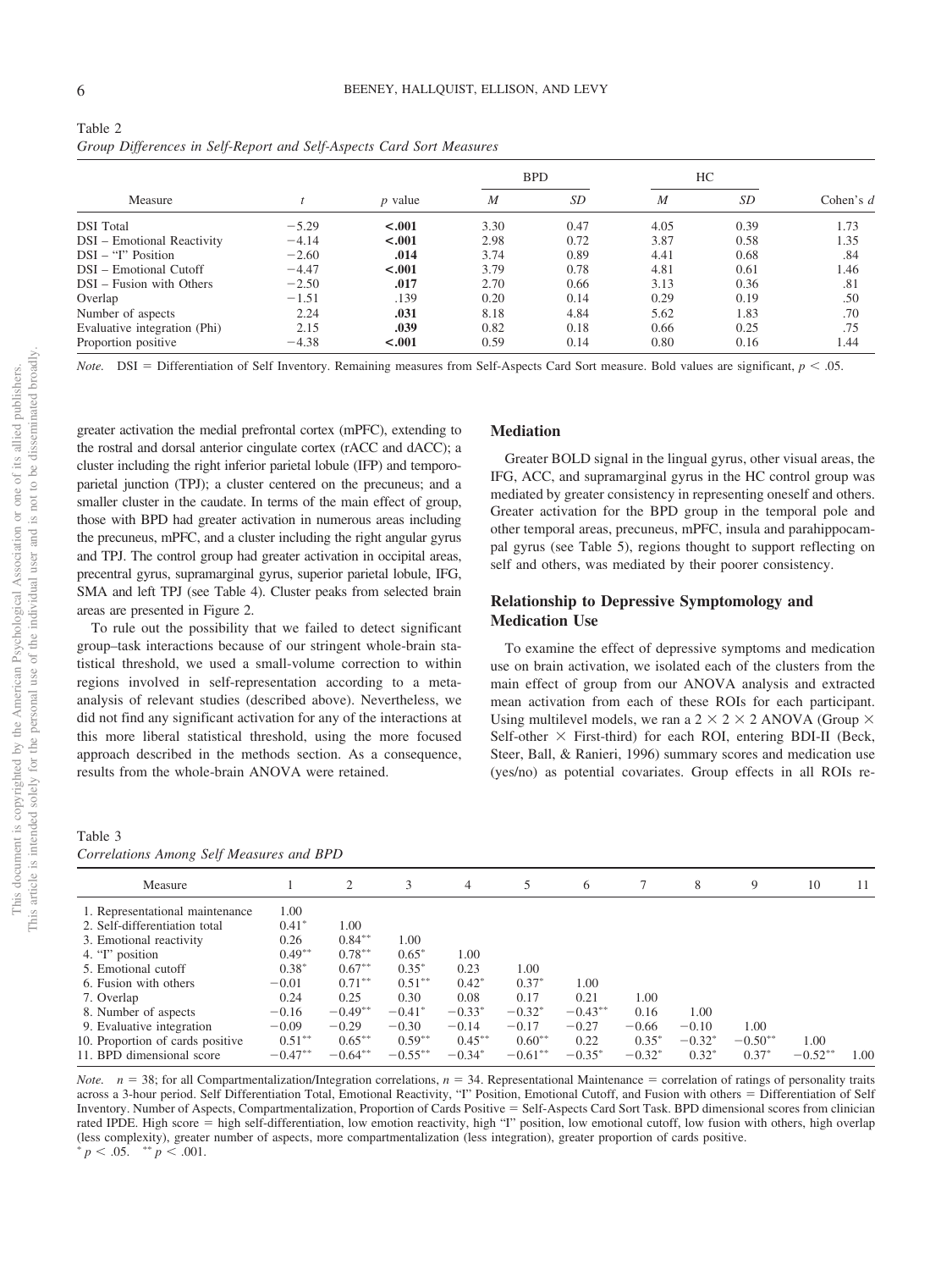Table 2
*Group Differences in Self-Report and Self-Aspects Card Sort Measures*

| Measure | *t* | *p* value | BPD | | HC | | Cohen's *d* |
|---|---|---|---|---|---|---|---|
| | | | *M* | *SD* | *M* | *SD* | |
| DSI Total | −5.29 | **<.001** | 3.30 | 0.47 | 4.05 | 0.39 | 1.73 |
| DSI – Emotional Reactivity | −4.14 | **<.001** | 2.98 | 0.72 | 3.87 | 0.58 | 1.35 |
| DSI – "I" Position | −2.60 | **.014** | 3.74 | 0.89 | 4.41 | 0.68 | .84 |
| DSI – Emotional Cutoff | −4.47 | **<.001** | 3.79 | 0.78 | 4.81 | 0.61 | 1.46 |
| DSI – Fusion with Others | −2.50 | **.017** | 2.70 | 0.66 | 3.13 | 0.36 | .81 |
| Overlap | −1.51 | .139 | 0.20 | 0.14 | 0.29 | 0.19 | .50 |
| Number of aspects | 2.24 | **.031** | 8.18 | 4.84 | 5.62 | 1.83 | .70 |
| Evaluative integration (Phi) | 2.15 | **.039** | 0.82 | 0.18 | 0.66 | 0.25 | .75 |
| Proportion positive | −4.38 | **<.001** | 0.59 | 0.14 | 0.80 | 0.16 | 1.44 |

*Note.* DSI = Differentiation of Self Inventory. Remaining measures from Self-Aspects Card Sort measure. Bold values are significant, $p < .05$.

greater activation the medial prefrontal cortex (mPFC), extending to the rostral and dorsal anterior cingulate cortex (rACC and dACC); a cluster including the right inferior parietal lobule (IFP) and temporoparietal junction (TPJ); a cluster centered on the precuneus; and a smaller cluster in the caudate. In terms of the main effect of group, those with BPD had greater activation in numerous areas including the precuneus, mPFC, and a cluster including the right angular gyrus and TPJ. The control group had greater activation in occipital areas, precentral gyrus, supramarginal gyrus, superior parietal lobule, IFG, SMA and left TPJ (see Table 4). Cluster peaks from selected brain areas are presented in Figure 2.

To rule out the possibility that we failed to detect significant group–task interactions because of our stringent whole-brain statistical threshold, we used a small-volume correction to within regions involved in self-representation according to a meta-analysis of relevant studies (described above). Nevertheless, we did not find any significant activation for any of the interactions at this more liberal statistical threshold, using the more focused approach described in the methods section. As a consequence, results from the whole-brain ANOVA were retained.

## Mediation

Greater BOLD signal in the lingual gyrus, other visual areas, the IFG, ACC, and supramarginal gyrus in the HC control group was mediated by greater consistency in representing oneself and others. Greater activation for the BPD group in the temporal pole and other temporal areas, precuneus, mPFC, insula and parahippocampal gyrus (see Table 5), regions thought to support reflecting on self and others, was mediated by their poorer consistency.

## Relationship to Depressive Symptomology and Medication Use

To examine the effect of depressive symptoms and medication use on brain activation, we isolated each of the clusters from the main effect of group from our ANOVA analysis and extracted mean activation from each of these ROIs for each participant. Using multilevel models, we ran a 2 × 2 × 2 ANOVA (Group × Self-other × First-third) for each ROI, entering BDI-II (Beck, Steer, Ball, & Ranieri, 1996) summary scores and medication use (yes/no) as potential covariates. Group effects in all ROIs re-

Table 3
*Correlations Among Self Measures and BPD*

| Measure | 1 | 2 | 3 | 4 | 5 | 6 | 7 | 8 | 9 | 10 | 11 |
|---|---|---|---|---|---|---|---|---|---|---|---|
| 1. Representational maintenance | 1.00 | | | | | | | | | | |
| 2. Self-differentiation total | 0.41* | 1.00 | | | | | | | | | |
| 3. Emotional reactivity | 0.26 | 0.84** | 1.00 | | | | | | | | |
| 4. "I" position | 0.49** | 0.78** | 0.65* | 1.00 | | | | | | | |
| 5. Emotional cutoff | 0.38* | 0.67** | 0.35* | 0.23 | 1.00 | | | | | | |
| 6. Fusion with others | −0.01 | 0.71** | 0.51** | 0.42* | 0.37* | 1.00 | | | | | |
| 7. Overlap | 0.24 | 0.25 | 0.30 | 0.08 | 0.17 | 0.21 | 1.00 | | | | |
| 8. Number of aspects | −0.16 | −0.49** | −0.41* | −0.33* | −0.32* | −0.43** | 0.16 | 1.00 | | | |
| 9. Evaluative integration | −0.09 | −0.29 | −0.30 | −0.14 | −0.17 | −0.27 | −0.66 | −0.10 | 1.00 | | |
| 10. Proportion of cards positive | 0.51** | 0.65** | 0.59** | 0.45** | 0.60** | 0.22 | 0.35* | −0.32* | −0.50** | 1.00 | |
| 11. BPD dimensional score | −0.47** | −0.64** | −0.55** | −0.34* | −0.61** | −0.35* | −0.32* | 0.32* | 0.37* | −0.52** | 1.00 |

*Note.* $n = 38$; for all Compartmentalization/Integration correlations, $n = 34$. Representational Maintenance = correlation of ratings of personality traits across a 3-hour period. Self Differentiation Total, Emotional Reactivity, "I" Position, Emotional Cutoff, and Fusion with others = Differentiation of Self Inventory. Number of Aspects, Compartmentalization, Proportion of Cards Positive = Self-Aspects Card Sort Task. BPD dimensional scores from clinician rated IPDE. High score = high self-differentiation, low emotion reactivity, high "I" position, low emotional cutoff, low fusion with others, high overlap (less complexity), greater number of aspects, more compartmentalization (less integration), greater proportion of cards positive.
* $p < .05$. ** $p < .001$.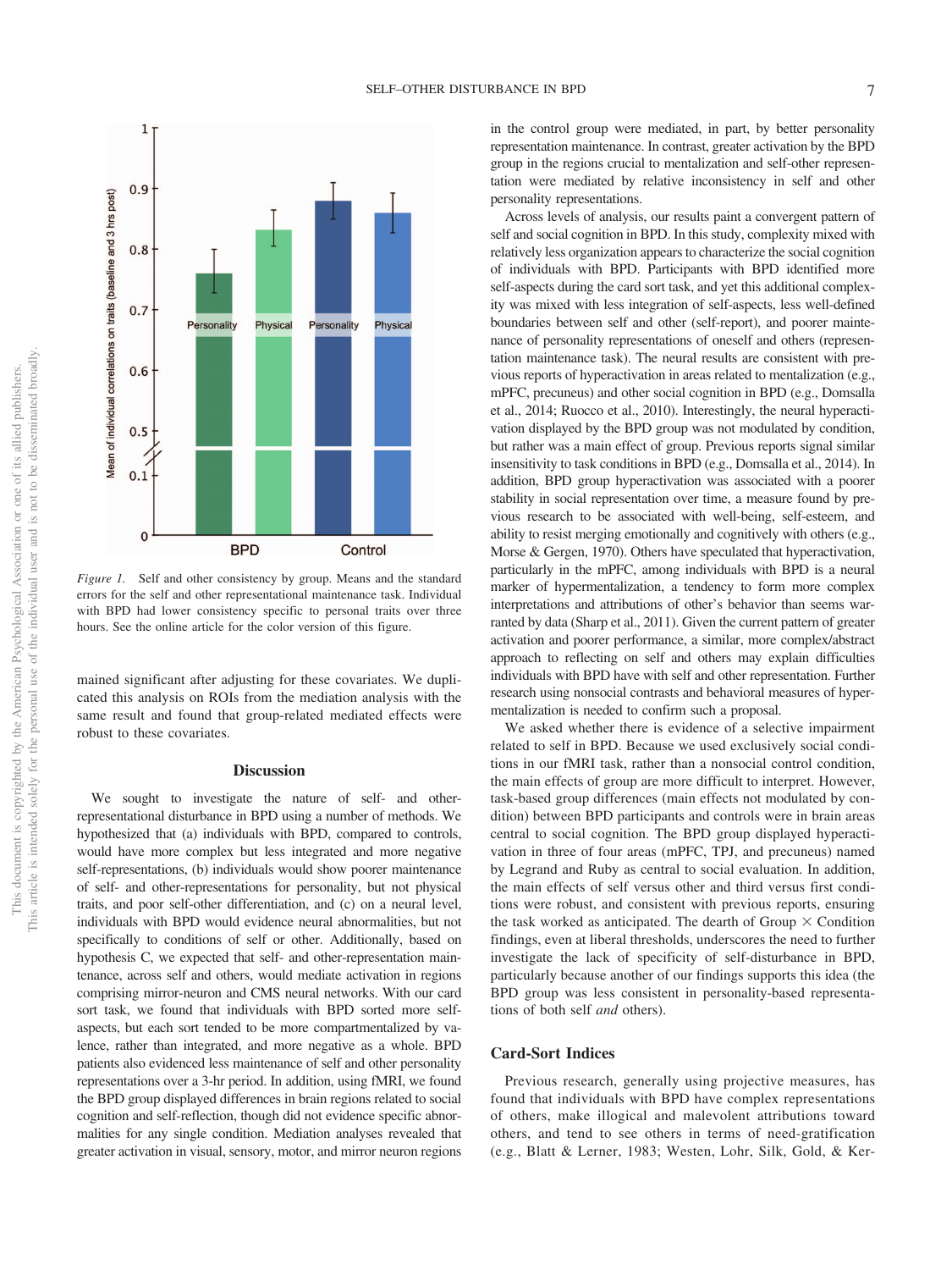Figure 1. Self and other consistency by group. Means and the standard errors for the self and other representational maintenance task. Individual with BPD had lower consistency specific to personal traits over three hours. See the online article for the color version of this figure.

mained significant after adjusting for these covariates. We duplicated this analysis on ROIs from the mediation analysis with the same result and found that group-related mediated effects were robust to these covariates.

## Discussion

We sought to investigate the nature of self- and other-representational disturbance in BPD using a number of methods. We hypothesized that (a) individuals with BPD, compared to controls, would have more complex but less integrated and more negative self-representations, (b) individuals would show poorer maintenance of self- and other-representations for personality, but not physical traits, and poor self-other differentiation, and (c) on a neural level, individuals with BPD would evidence neural abnormalities, but not specifically to conditions of self or other. Additionally, based on hypothesis C, we expected that self- and other-representation maintenance, across self and others, would mediate activation in regions comprising mirror-neuron and CMS neural networks. With our card sort task, we found that individuals with BPD sorted more self-aspects, but each sort tended to be more compartmentalized by valence, rather than integrated, and more negative as a whole. BPD patients also evidenced less maintenance of self and other personality representations over a 3-hr period. In addition, using fMRI, we found the BPD group displayed differences in brain regions related to social cognition and self-reflection, though did not evidence specific abnormalities for any single condition. Mediation analyses revealed that greater activation in visual, sensory, motor, and mirror neuron regions in the control group were mediated, in part, by better personality representation maintenance. In contrast, greater activation by the BPD group in the regions crucial to mentalization and self-other representation were mediated by relative inconsistency in self and other personality representations.

Across levels of analysis, our results paint a convergent pattern of self and social cognition in BPD. In this study, complexity mixed with relatively less organization appears to characterize the social cognition of individuals with BPD. Participants with BPD identified more self-aspects during the card sort task, and yet this additional complexity was mixed with less integration of self-aspects, less well-defined boundaries between self and other (self-report), and poorer maintenance of personality representations of oneself and others (representation maintenance task). The neural results are consistent with previous reports of hyperactivation in areas related to mentalization (e.g., mPFC, precuneus) and other social cognition in BPD (e.g., Domsalla et al., 2014; Ruocco et al., 2010). Interestingly, the neural hyperactivation displayed by the BPD group was not modulated by condition, but rather was a main effect of group. Previous reports signal similar insensitivity to task conditions in BPD (e.g., Domsalla et al., 2014). In addition, BPD group hyperactivation was associated with a poorer stability in social representation over time, a measure found by previous research to be associated with well-being, self-esteem, and ability to resist merging emotionally and cognitively with others (e.g., Morse & Gergen, 1970). Others have speculated that hyperactivation, particularly in the mPFC, among individuals with BPD is a neural marker of hypermentalization, a tendency to form more complex interpretations and attributions of other's behavior than seems warranted by data (Sharp et al., 2011). Given the current pattern of greater activation and poorer performance, a similar, more complex/abstract approach to reflecting on self and others may explain difficulties individuals with BPD have with self and other representation. Further research using nonsocial contrasts and behavioral measures of hypermentalization is needed to confirm such a proposal.

We asked whether there is evidence of a selective impairment related to self in BPD. Because we used exclusively social conditions in our fMRI task, rather than a nonsocial control condition, the main effects of group are more difficult to interpret. However, task-based group differences (main effects not modulated by condition) between BPD participants and controls were in brain areas central to social cognition. The BPD group displayed hyperactivation in three of four areas (mPFC, TPJ, and precuneus) named by Legrand and Ruby as central to social evaluation. In addition, the main effects of self versus other and third versus first conditions were robust, and consistent with previous reports, ensuring the task worked as anticipated. The dearth of Group × Condition findings, even at liberal thresholds, underscores the need to further investigate the lack of specificity of self-disturbance in BPD, particularly because another of our findings supports this idea (the BPD group was less consistent in personality-based representations of both self *and* others).

## Card-Sort Indices

Previous research, generally using projective measures, has found that individuals with BPD have complex representations of others, make illogical and malevolent attributions toward others, and tend to see others in terms of need-gratification (e.g., Blatt & Lerner, 1983; Westen, Lohr, Silk, Gold, & Ker-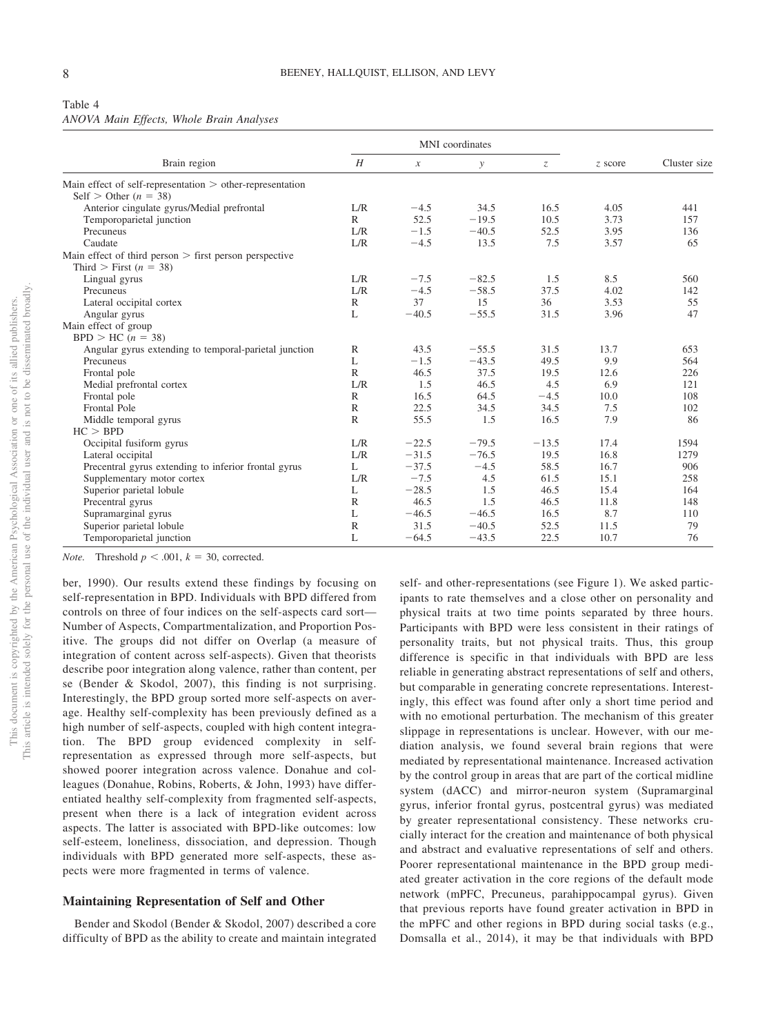Table 4
*ANOVA Main Effects, Whole Brain Analyses*

| Brain region | *H* | MNI coordinates *x* | *y* | *z* | *z* score | Cluster size |
|---|---|---|---|---|---|---|
| Main effect of self-representation > other-representation | | | | | | |
| Self > Other ($n = 38$) | | | | | | |
| Anterior cingulate gyrus/Medial prefrontal | L/R | −4.5 | 34.5 | 16.5 | 4.05 | 441 |
| Temporoparietal junction | R | 52.5 | −19.5 | 10.5 | 3.73 | 157 |
| Precuneus | L/R | −1.5 | −40.5 | 52.5 | 3.95 | 136 |
| Caudate | L/R | −4.5 | 13.5 | 7.5 | 3.57 | 65 |
| Main effect of third person > first person perspective | | | | | | |
| Third > First ($n = 38$) | | | | | | |
| Lingual gyrus | L/R | −7.5 | −82.5 | 1.5 | 8.5 | 560 |
| Precuneus | L/R | −4.5 | −58.5 | 37.5 | 4.02 | 142 |
| Lateral occipital cortex | R | 37 | 15 | 36 | 3.53 | 55 |
| Angular gyrus | L | −40.5 | −55.5 | 31.5 | 3.96 | 47 |
| Main effect of group | | | | | | |
| BPD > HC ($n = 38$) | | | | | | |
| Angular gyrus extending to temporal-parietal junction | R | 43.5 | −55.5 | 31.5 | 13.7 | 653 |
| Precuneus | L | −1.5 | −43.5 | 49.5 | 9.9 | 564 |
| Frontal pole | R | 46.5 | 37.5 | 19.5 | 12.6 | 226 |
| Medial prefrontal cortex | L/R | 1.5 | 46.5 | 4.5 | 6.9 | 121 |
| Frontal pole | R | 16.5 | 64.5 | −4.5 | 10.0 | 108 |
| Frontal Pole | R | 22.5 | 34.5 | 34.5 | 7.5 | 102 |
| Middle temporal gyrus | R | 55.5 | 1.5 | 16.5 | 7.9 | 86 |
| HC > BPD | | | | | | |
| Occipital fusiform gyrus | L/R | −22.5 | −79.5 | −13.5 | 17.4 | 1594 |
| Lateral occipital | L/R | −31.5 | −76.5 | 19.5 | 16.8 | 1279 |
| Precentral gyrus extending to inferior frontal gyrus | L | −37.5 | −4.5 | 58.5 | 16.7 | 906 |
| Supplementary motor cortex | L/R | −7.5 | 4.5 | 61.5 | 15.1 | 258 |
| Superior parietal lobule | L | −28.5 | 1.5 | 46.5 | 15.4 | 164 |
| Precentral gyrus | R | 46.5 | 1.5 | 46.5 | 11.8 | 148 |
| Supramarginal gyrus | L | −46.5 | −46.5 | 16.5 | 8.7 | 110 |
| Superior parietal lobule | R | 31.5 | −40.5 | 52.5 | 11.5 | 79 |
| Temporoparietal junction | L | −64.5 | −43.5 | 22.5 | 10.7 | 76 |

*Note.* Threshold $p < .001$, $k = 30$, corrected.

ber, 1990). Our results extend these findings by focusing on self-representation in BPD. Individuals with BPD differed from controls on three of four indices on the self-aspects card sort—Number of Aspects, Compartmentalization, and Proportion Positive. The groups did not differ on Overlap (a measure of integration of content across self-aspects). Given that theorists describe poor integration along valence, rather than content, per se (Bender & Skodol, 2007), this finding is not surprising. Interestingly, the BPD group sorted more self-aspects on average. Healthy self-complexity has been previously defined as a high number of self-aspects, coupled with high content integration. The BPD group evidenced complexity in self-representation as expressed through more self-aspects, but showed poorer integration across valence. Donahue and colleagues (Donahue, Robins, Roberts, & John, 1993) have differentiated healthy self-complexity from fragmented self-aspects, present when there is a lack of integration evident across aspects. The latter is associated with BPD-like outcomes: low self-esteem, loneliness, dissociation, and depression. Though individuals with BPD generated more self-aspects, these aspects were more fragmented in terms of valence.

## Maintaining Representation of Self and Other

Bender and Skodol (Bender & Skodol, 2007) described a core difficulty of BPD as the ability to create and maintain integrated self- and other-representations (see Figure 1). We asked participants to rate themselves and a close other on personality and physical traits at two time points separated by three hours. Participants with BPD were less consistent in their ratings of personality traits, but not physical traits. Thus, this group difference is specific in that individuals with BPD are less reliable in generating abstract representations of self and others, but comparable in generating concrete representations. Interestingly, this effect was found after only a short time period and with no emotional perturbation. The mechanism of this greater slippage in representations is unclear. However, with our mediation analysis, we found several brain regions that were mediated by representational maintenance. Increased activation by the control group in areas that are part of the cortical midline system (dACC) and mirror-neuron system (Supramarginal gyrus, inferior frontal gyrus, postcentral gyrus) was mediated by greater representational consistency. These networks crucially interact for the creation and maintenance of both physical and abstract and evaluative representations of self and others. Poorer representational maintenance in the BPD group mediated greater activation in the core regions of the default mode network (mPFC, Precuneus, parahippocampal gyrus). Given that previous reports have found greater activation in BPD in the mPFC and other regions in BPD during social tasks (e.g., Domsalla et al., 2014), it may be that individuals with BPD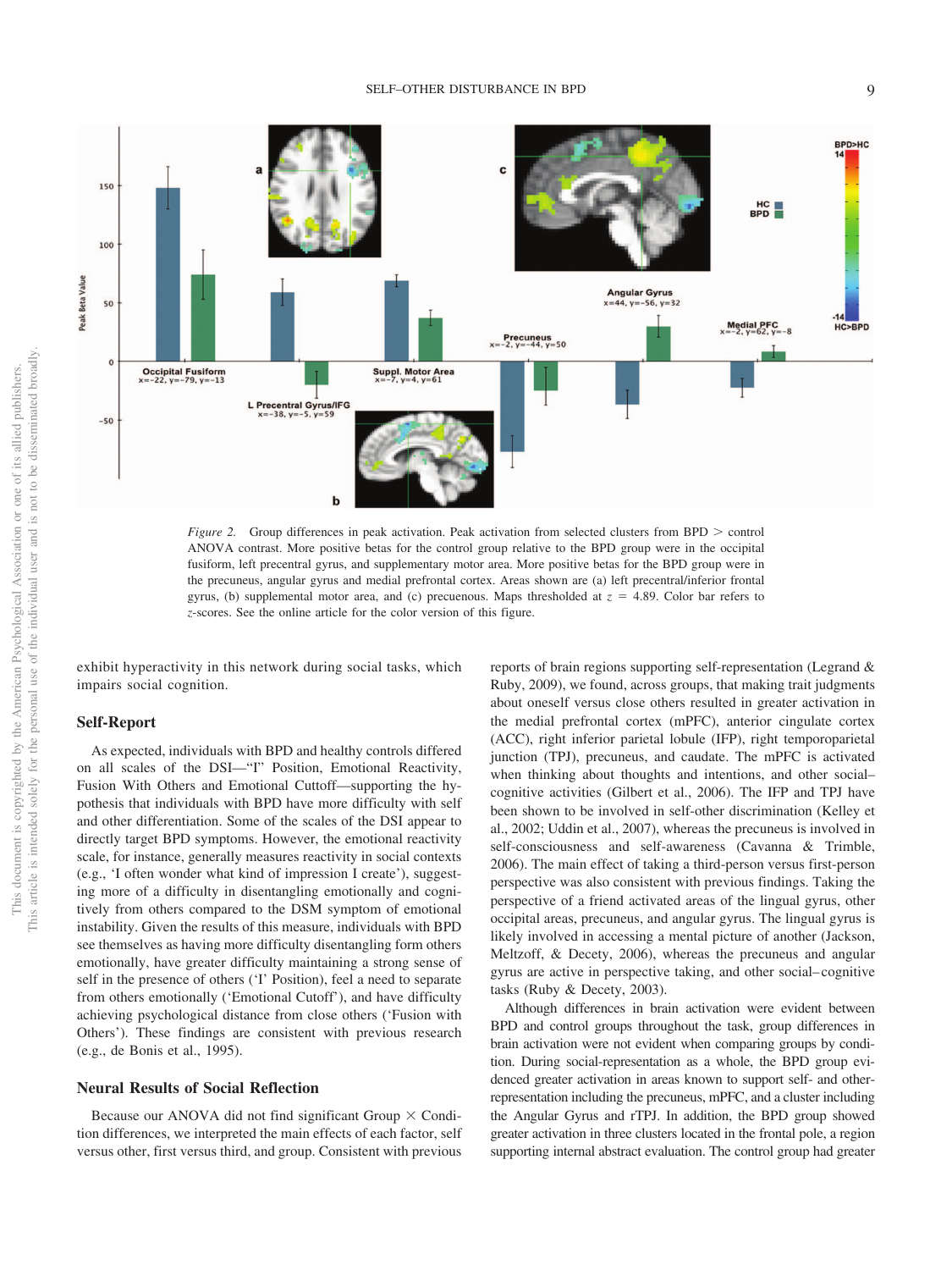*Figure 2.* Group differences in peak activation. Peak activation from selected clusters from BPD > control ANOVA contrast. More positive betas for the control group relative to the BPD group were in the occipital fusiform, left precentral gyrus, and supplementary motor area. More positive betas for the BPD group were in the precuneus, angular gyrus and medial prefrontal cortex. Areas shown are (a) left precentral/inferior frontal gyrus, (b) supplemental motor area, and (c) precuenous. Maps thresholded at $z = 4.89$. Color bar refers to $z$-scores. See the online article for the color version of this figure.

exhibit hyperactivity in this network during social tasks, which impairs social cognition.

## Self-Report

As expected, individuals with BPD and healthy controls differed on all scales of the DSI—"I" Position, Emotional Reactivity, Fusion With Others and Emotional Cuttoff—supporting the hypothesis that individuals with BPD have more difficulty with self and other differentiation. Some of the scales of the DSI appear to directly target BPD symptoms. However, the emotional reactivity scale, for instance, generally measures reactivity in social contexts (e.g., 'I often wonder what kind of impression I create'), suggesting more of a difficulty in disentangling emotionally and cognitively from others compared to the DSM symptom of emotional instability. Given the results of this measure, individuals with BPD see themselves as having more difficulty disentangling form others emotionally, have greater difficulty maintaining a strong sense of self in the presence of others ('I' Position), feel a need to separate from others emotionally ('Emotional Cutoff'), and have difficulty achieving psychological distance from close others ('Fusion with Others'). These findings are consistent with previous research (e.g., de Bonis et al., 1995).

## Neural Results of Social Reflection

Because our ANOVA did not find significant Group × Condition differences, we interpreted the main effects of each factor, self versus other, first versus third, and group. Consistent with previous reports of brain regions supporting self-representation (Legrand & Ruby, 2009), we found, across groups, that making trait judgments about oneself versus close others resulted in greater activation in the medial prefrontal cortex (mPFC), anterior cingulate cortex (ACC), right inferior parietal lobule (IFP), right temporoparietal junction (TPJ), precuneus, and caudate. The mPFC is activated when thinking about thoughts and intentions, and other social–cognitive activities (Gilbert et al., 2006). The IFP and TPJ have been shown to be involved in self-other discrimination (Kelley et al., 2002; Uddin et al., 2007), whereas the precuneus is involved in self-consciousness and self-awareness (Cavanna & Trimble, 2006). The main effect of taking a third-person versus first-person perspective was also consistent with previous findings. Taking the perspective of a friend activated areas of the lingual gyrus, other occipital areas, precuneus, and angular gyrus. The lingual gyrus is likely involved in accessing a mental picture of another (Jackson, Meltzoff, & Decety, 2006), whereas the precuneus and angular gyrus are active in perspective taking, and other social–cognitive tasks (Ruby & Decety, 2003).

Although differences in brain activation were evident between BPD and control groups throughout the task, group differences in brain activation were not evident when comparing groups by condition. During social-representation as a whole, the BPD group evidenced greater activation in areas known to support self- and other-representation including the precuneus, mPFC, and a cluster including the Angular Gyrus and rTPJ. In addition, the BPD group showed greater activation in three clusters located in the frontal pole, a region supporting internal abstract evaluation. The control group had greater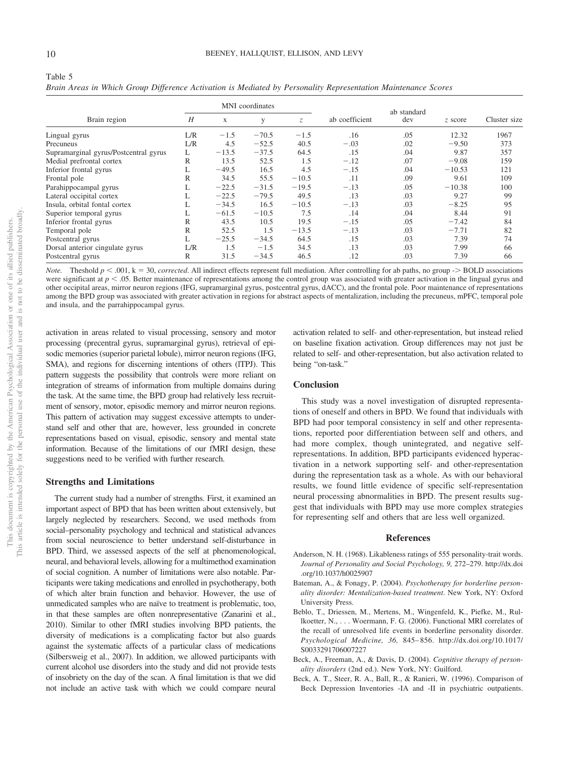Table 5

*Brain Areas in Which Group Difference Activation is Mediated by Personality Representation Maintenance Scores*

| Brain region | MNI coordinates | | | | ab coefficient | ab standard dev | *z* score | Cluster size |
|---|---|---|---|---|---|---|---|---|
| | *H* | x | y | *z* | | | | |
| Lingual gyrus | L/R | −1.5 | −70.5 | −1.5 | .16 | .05 | 12.32 | 1967 |
| Precuneus | L/R | 4.5 | −52.5 | 40.5 | −.03 | .02 | −9.50 | 373 |
| Supramarginal gyrus/Postcentral gyrus | L | −13.5 | −37.5 | 64.5 | .15 | .04 | 9.87 | 357 |
| Medial prefrontal cortex | R | 13.5 | 52.5 | 1.5 | −.12 | .07 | −9.08 | 159 |
| Inferior frontal gyrus | L | −49.5 | 16.5 | 4.5 | −.15 | .04 | −10.53 | 121 |
| Frontal pole | R | 34.5 | 55.5 | −10.5 | .11 | .09 | 9.61 | 109 |
| Parahippocampal gyrus | L | −22.5 | −31.5 | −19.5 | −.13 | .05 | −10.38 | 100 |
| Lateral occipital cortex | L | −22.5 | −79.5 | 49.5 | .13 | .03 | 9.27 | 99 |
| Insula, orbital fontal cortex | L | −34.5 | 16.5 | −10.5 | −.13 | .03 | −8.25 | 95 |
| Superior temporal gyrus | L | −61.5 | −10.5 | 7.5 | .14 | .04 | 8.44 | 91 |
| Inferior frontal gyrus | R | 43.5 | 10.5 | 19.5 | −.15 | .05 | −7.42 | 84 |
| Temporal pole | R | 52.5 | 1.5 | −13.5 | −.13 | .03 | −7.71 | 82 |
| Postcentral gyrus | L | −25.5 | −34.5 | 64.5 | .15 | .03 | 7.39 | 74 |
| Dorsal anterior cingulate gyrus | L/R | 1.5 | −1.5 | 34.5 | .13 | .03 | 7.99 | 66 |
| Postcentral gyrus | R | 31.5 | −34.5 | 46.5 | .12 | .03 | 7.39 | 66 |

*Note.* Theshold $p < .001$, k = 30, *corrected*. All indirect effects represent full mediation. After controlling for ab paths, no group -> BOLD associations were significant at $p < .05$. Better maintenance of representations among the control group was associated with greater activation in the lingual gyrus and other occipital areas, mirror neuron regions (IFG, supramarginal gyrus, postcentral gyrus, dACC), and the frontal pole. Poor maintenance of representations among the BPD group was associated with greater activation in regions for abstract aspects of mentalization, including the precuneus, mPFC, temporal pole and insula, and the parrahippocampal gyrus.

activation in areas related to visual processing, sensory and motor processing (precentral gyrus, supramarginal gyrus), retrieval of episodic memories (superior parietal lobule), mirror neuron regions (IFG, SMA), and regions for discerning intentions of others (lTPJ). This pattern suggests the possibility that controls were more reliant on integration of streams of information from multiple domains during the task. At the same time, the BPD group had relatively less recruitment of sensory, motor, episodic memory and mirror neuron regions. This pattern of activation may suggest excessive attempts to understand self and other that are, however, less grounded in concrete representations based on visual, episodic, sensory and mental state information. Because of the limitations of our fMRI design, these suggestions need to be verified with further research.

## Strengths and Limitations

The current study had a number of strengths. First, it examined an important aspect of BPD that has been written about extensively, but largely neglected by researchers. Second, we used methods from social–personality psychology and technical and statistical advances from social neuroscience to better understand self-disturbance in BPD. Third, we assessed aspects of the self at phenomenological, neural, and behavioral levels, allowing for a multimethod examination of social cognition. A number of limitations were also notable. Participants were taking medications and enrolled in psychotherapy, both of which alter brain function and behavior. However, the use of unmedicated samples who are naïve to treatment is problematic, too, in that these samples are often nonrepresentative (Zanarini et al., 2010). Similar to other fMRI studies involving BPD patients, the diversity of medications is a complicating factor but also guards against the systematic affects of a particular class of medications (Silbersweig et al., 2007). In addition, we allowed participants with current alcohol use disorders into the study and did not provide tests of insobriety on the day of the scan. A final limitation is that we did not include an active task with which we could compare neural activation related to self- and other-representation, but instead relied on baseline fixation activation. Group differences may not just be related to self- and other-representation, but also activation related to being "on-task."

## Conclusion

This study was a novel investigation of disrupted representations of oneself and others in BPD. We found that individuals with BPD had poor temporal consistency in self and other representations, reported poor differentiation between self and others, and had more complex, though unintegrated, and negative self-representations. In addition, BPD participants evidenced hyperactivation in a network supporting self- and other-representation during the representation task as a whole. As with our behavioral results, we found little evidence of specific self-representation neural processing abnormalities in BPD. The present results suggest that individuals with BPD may use more complex strategies for representing self and others that are less well organized.

## References

Anderson, N. H. (1968). Likableness ratings of 555 personality-trait words. *Journal of Personality and Social Psychology, 9,* 272–279. http://dx.doi.org/10.1037/h0025907

Bateman, A., & Fonagy, P. (2004). *Psychotherapy for borderline personality disorder: Mentalization-based treatment*. New York, NY: Oxford University Press.

Beblo, T., Driessen, M., Mertens, M., Wingenfeld, K., Piefke, M., Rullkoetter, N., . . . Woermann, F. G. (2006). Functional MRI correlates of the recall of unresolved life events in borderline personality disorder. *Psychological Medicine, 36,* 845–856. http://dx.doi.org/10.1017/S0033291706007227

Beck, A., Freeman, A., & Davis, D. (2004). *Cognitive therapy of personality disorders* (2nd ed.). New York, NY: Guilford.

Beck, A. T., Steer, R. A., Ball, R., & Ranieri, W. (1996). Comparison of Beck Depression Inventories -IA and -II in psychiatric outpatients.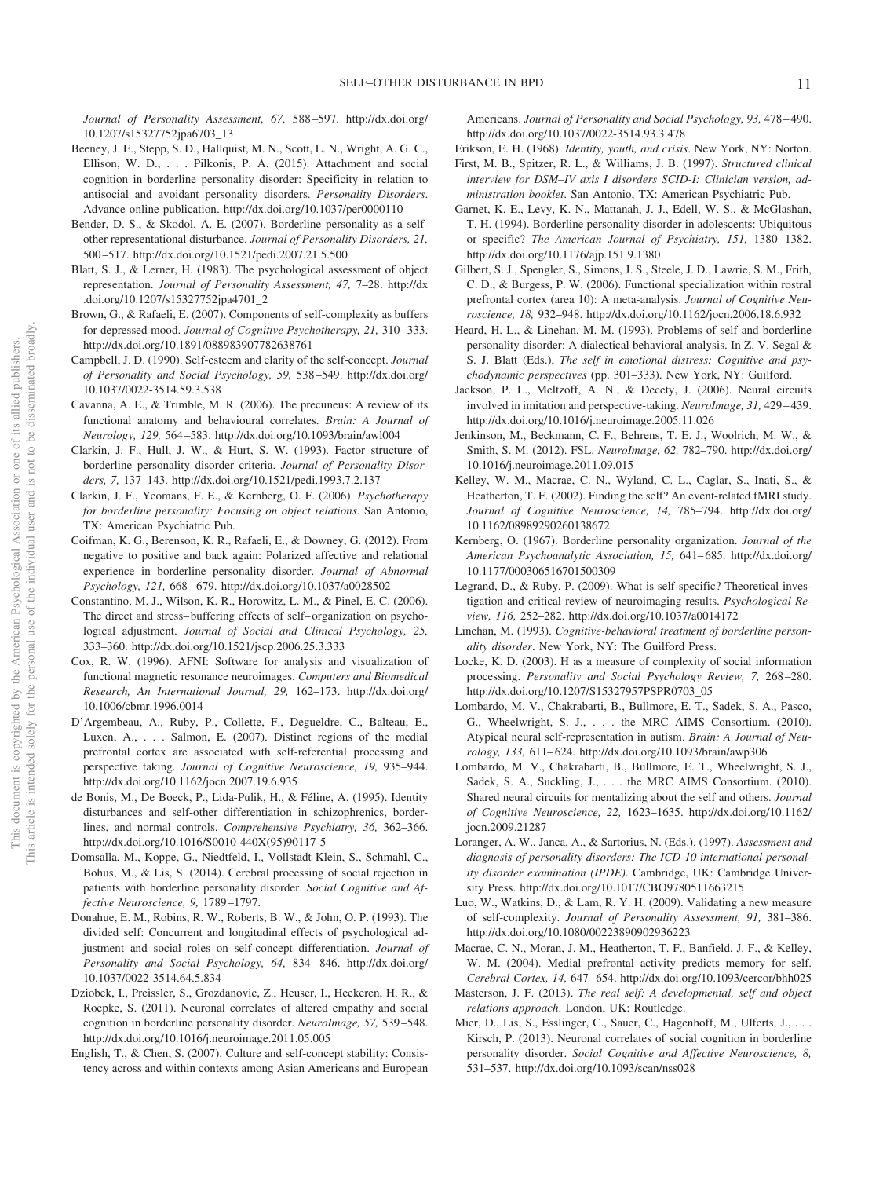Journal of Personality Assessment, 67, 588–597. http://dx.doi.org/10.1207/s15327752jpa6703_13

Beeney, J. E., Stepp, S. D., Hallquist, M. N., Scott, L. N., Wright, A. G. C., Ellison, W. D., . . . Pilkonis, P. A. (2015). Attachment and social cognition in borderline personality disorder: Specificity in relation to antisocial and avoidant personality disorders. *Personality Disorders*. Advance online publication. http://dx.doi.org/10.1037/per0000110

Bender, D. S., & Skodol, A. E. (2007). Borderline personality as a self-other representational disturbance. *Journal of Personality Disorders, 21,* 500–517. http://dx.doi.org/10.1521/pedi.2007.21.5.500

Blatt, S. J., & Lerner, H. (1983). The psychological assessment of object representation. *Journal of Personality Assessment, 47,* 7–28. http://dx.doi.org/10.1207/s15327752jpa4701_2

Brown, G., & Rafaeli, E. (2007). Components of self-complexity as buffers for depressed mood. *Journal of Cognitive Psychotherapy, 21,* 310–333. http://dx.doi.org/10.1891/088983907782638761

Campbell, J. D. (1990). Self-esteem and clarity of the self-concept. *Journal of Personality and Social Psychology, 59,* 538–549. http://dx.doi.org/10.1037/0022-3514.59.3.538

Cavanna, A. E., & Trimble, M. R. (2006). The precuneus: A review of its functional anatomy and behavioural correlates. *Brain: A Journal of Neurology, 129,* 564–583. http://dx.doi.org/10.1093/brain/awl004

Clarkin, J. F., Hull, J. W., & Hurt, S. W. (1993). Factor structure of borderline personality disorder criteria. *Journal of Personality Disorders, 7,* 137–143. http://dx.doi.org/10.1521/pedi.1993.7.2.137

Clarkin, J. F., Yeomans, F. E., & Kernberg, O. F. (2006). *Psychotherapy for borderline personality: Focusing on object relations*. San Antonio, TX: American Psychiatric Pub.

Coifman, K. G., Berenson, K. R., Rafaeli, E., & Downey, G. (2012). From negative to positive and back again: Polarized affective and relational experience in borderline personality disorder. *Journal of Abnormal Psychology, 121,* 668–679. http://dx.doi.org/10.1037/a0028502

Constantino, M. J., Wilson, K. R., Horowitz, L. M., & Pinel, E. C. (2006). The direct and stress–buffering effects of self–organization on psychological adjustment. *Journal of Social and Clinical Psychology, 25,* 333–360. http://dx.doi.org/10.1521/jscp.2006.25.3.333

Cox, R. W. (1996). AFNI: Software for analysis and visualization of functional magnetic resonance neuroimages. *Computers and Biomedical Research, An International Journal, 29,* 162–173. http://dx.doi.org/10.1006/cbmr.1996.0014

D'Argembeau, A., Ruby, P., Collette, F., Degueldre, C., Balteau, E., Luxen, A., . . . Salmon, E. (2007). Distinct regions of the medial prefrontal cortex are associated with self-referential processing and perspective taking. *Journal of Cognitive Neuroscience, 19,* 935–944. http://dx.doi.org/10.1162/jocn.2007.19.6.935

de Bonis, M., De Boeck, P., Lida-Pulik, H., & Féline, A. (1995). Identity disturbances and self-other differentiation in schizophrenics, borderlines, and normal controls. *Comprehensive Psychiatry, 36,* 362–366. http://dx.doi.org/10.1016/S0010-440X(95)90117-5

Domsalla, M., Koppe, G., Niedtfeld, I., Vollstädt-Klein, S., Schmahl, C., Bohus, M., & Lis, S. (2014). Cerebral processing of social rejection in patients with borderline personality disorder. *Social Cognitive and Affective Neuroscience, 9,* 1789–1797.

Donahue, E. M., Robins, R. W., Roberts, B. W., & John, O. P. (1993). The divided self: Concurrent and longitudinal effects of psychological adjustment and social roles on self-concept differentiation. *Journal of Personality and Social Psychology, 64,* 834–846. http://dx.doi.org/10.1037/0022-3514.64.5.834

Dziobek, I., Preissler, S., Grozdanovic, Z., Heuser, I., Heekeren, H. R., & Roepke, S. (2011). Neuronal correlates of altered empathy and social cognition in borderline personality disorder. *NeuroImage, 57,* 539–548. http://dx.doi.org/10.1016/j.neuroimage.2011.05.005

English, T., & Chen, S. (2007). Culture and self-concept stability: Consistency across and within contexts among Asian Americans and European Americans. *Journal of Personality and Social Psychology, 93,* 478–490. http://dx.doi.org/10.1037/0022-3514.93.3.478

Erikson, E. H. (1968). *Identity, youth, and crisis*. New York, NY: Norton.

First, M. B., Spitzer, R. L., & Williams, J. B. (1997). *Structured clinical interview for DSM–IV axis I disorders SCID-I: Clinician version, administration booklet*. San Antonio, TX: American Psychiatric Pub.

Garnet, K. E., Levy, K. N., Mattanah, J. J., Edell, W. S., & McGlashan, T. H. (1994). Borderline personality disorder in adolescents: Ubiquitous or specific? *The American Journal of Psychiatry, 151,* 1380–1382. http://dx.doi.org/10.1176/ajp.151.9.1380

Gilbert, S. J., Spengler, S., Simons, J. S., Steele, J. D., Lawrie, S. M., Frith, C. D., & Burgess, P. W. (2006). Functional specialization within rostral prefrontal cortex (area 10): A meta-analysis. *Journal of Cognitive Neuroscience, 18,* 932–948. http://dx.doi.org/10.1162/jocn.2006.18.6.932

Heard, H. L., & Linehan, M. M. (1993). Problems of self and borderline personality disorder: A dialectical behavioral analysis. In Z. V. Segal & S. J. Blatt (Eds.), *The self in emotional distress: Cognitive and psychodynamic perspectives* (pp. 301–333). New York, NY: Guilford.

Jackson, P. L., Meltzoff, A. N., & Decety, J. (2006). Neural circuits involved in imitation and perspective-taking. *NeuroImage, 31,* 429–439. http://dx.doi.org/10.1016/j.neuroimage.2005.11.026

Jenkinson, M., Beckmann, C. F., Behrens, T. E. J., Woolrich, M. W., & Smith, S. M. (2012). FSL. *NeuroImage, 62,* 782–790. http://dx.doi.org/10.1016/j.neuroimage.2011.09.015

Kelley, W. M., Macrae, C. N., Wyland, C. L., Caglar, S., Inati, S., & Heatherton, T. F. (2002). Finding the self? An event-related fMRI study. *Journal of Cognitive Neuroscience, 14,* 785–794. http://dx.doi.org/10.1162/08989290260138672

Kernberg, O. (1967). Borderline personality organization. *Journal of the American Psychoanalytic Association, 15,* 641–685. http://dx.doi.org/10.1177/000306516701500309

Legrand, D., & Ruby, P. (2009). What is self-specific? Theoretical investigation and critical review of neuroimaging results. *Psychological Review, 116,* 252–282. http://dx.doi.org/10.1037/a0014172

Linehan, M. (1993). *Cognitive-behavioral treatment of borderline personality disorder*. New York, NY: The Guilford Press.

Locke, K. D. (2003). H as a measure of complexity of social information processing. *Personality and Social Psychology Review, 7,* 268–280. http://dx.doi.org/10.1207/S15327957PSPR0703_05

Lombardo, M. V., Chakrabarti, B., Bullmore, E. T., Sadek, S. A., Pasco, G., Wheelwright, S. J., . . . the MRC AIMS Consortium. (2010). Atypical neural self-representation in autism. *Brain: A Journal of Neurology, 133,* 611–624. http://dx.doi.org/10.1093/brain/awp306

Lombardo, M. V., Chakrabarti, B., Bullmore, E. T., Wheelwright, S. J., Sadek, S. A., Suckling, J., . . . the MRC AIMS Consortium. (2010). Shared neural circuits for mentalizing about the self and others. *Journal of Cognitive Neuroscience, 22,* 1623–1635. http://dx.doi.org/10.1162/jocn.2009.21287

Loranger, A. W., Janca, A., & Sartorius, N. (Eds.). (1997). *Assessment and diagnosis of personality disorders: The ICD-10 international personality disorder examination (IPDE)*. Cambridge, UK: Cambridge University Press. http://dx.doi.org/10.1017/CBO9780511663215

Luo, W., Watkins, D., & Lam, R. Y. H. (2009). Validating a new measure of self-complexity. *Journal of Personality Assessment, 91,* 381–386. http://dx.doi.org/10.1080/00223890902936223

Macrae, C. N., Moran, J. M., Heatherton, T. F., Banfield, J. F., & Kelley, W. M. (2004). Medial prefrontal activity predicts memory for self. *Cerebral Cortex, 14,* 647–654. http://dx.doi.org/10.1093/cercor/bhh025

Masterson, J. F. (2013). *The real self: A developmental, self and object relations approach*. London, UK: Routledge.

Mier, D., Lis, S., Esslinger, C., Sauer, C., Hagenhoff, M., Ulferts, J., . . . Kirsch, P. (2013). Neuronal correlates of social cognition in borderline personality disorder. *Social Cognitive and Affective Neuroscience, 8,* 531–537. http://dx.doi.org/10.1093/scan/nss028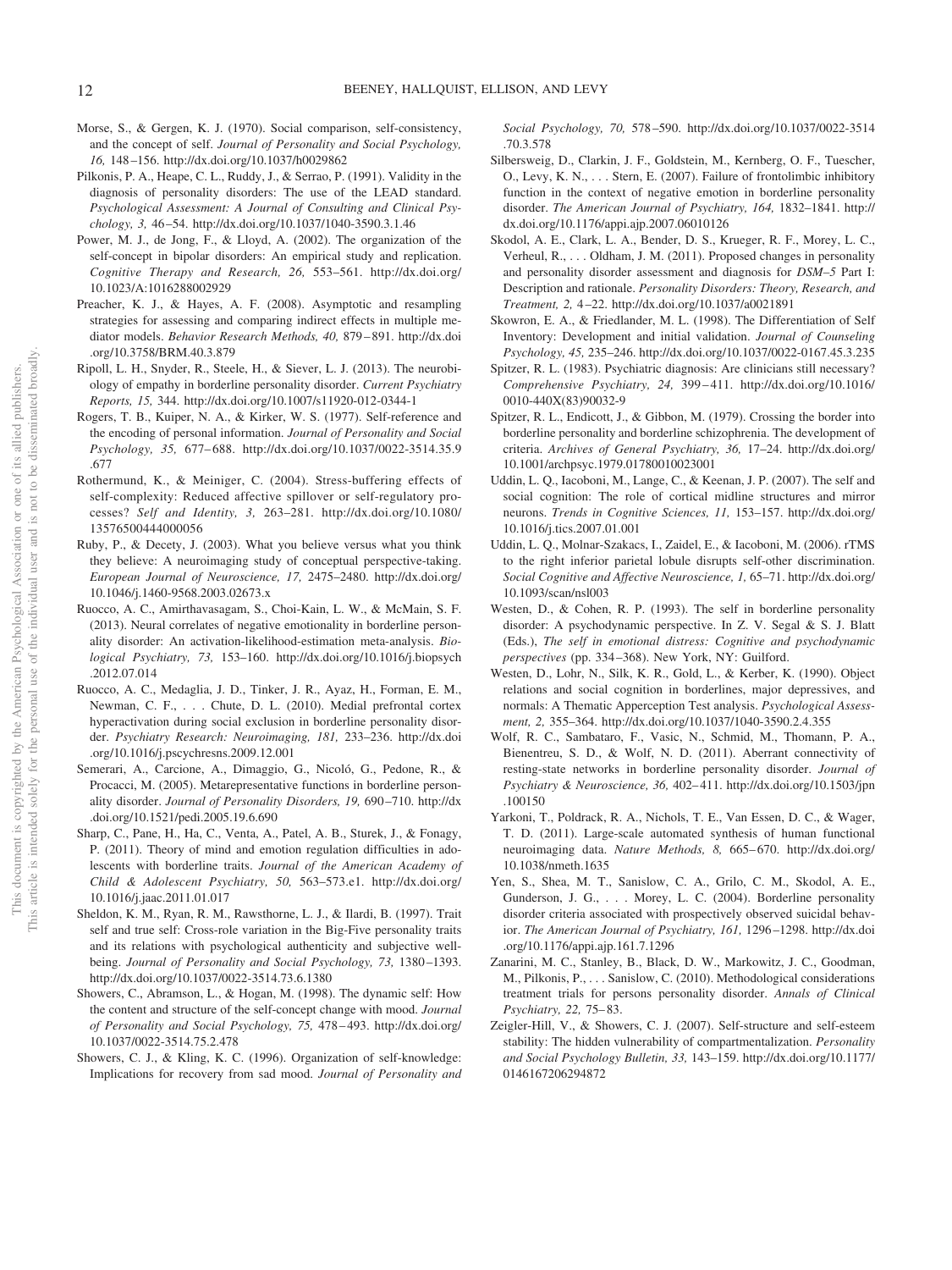Morse, S., & Gergen, K. J. (1970). Social comparison, self-consistency, and the concept of self. *Journal of Personality and Social Psychology, 16,* 148–156. http://dx.doi.org/10.1037/h0029862

Pilkonis, P. A., Heape, C. L., Ruddy, J., & Serrao, P. (1991). Validity in the diagnosis of personality disorders: The use of the LEAD standard. *Psychological Assessment: A Journal of Consulting and Clinical Psychology, 3,* 46–54. http://dx.doi.org/10.1037/1040-3590.3.1.46

Power, M. J., de Jong, F., & Lloyd, A. (2002). The organization of the self-concept in bipolar disorders: An empirical study and replication. *Cognitive Therapy and Research, 26,* 553–561. http://dx.doi.org/10.1023/A:1016288002929

Preacher, K. J., & Hayes, A. F. (2008). Asymptotic and resampling strategies for assessing and comparing indirect effects in multiple mediator models. *Behavior Research Methods, 40,* 879–891. http://dx.doi.org/10.3758/BRM.40.3.879

Ripoll, L. H., Snyder, R., Steele, H., & Siever, L. J. (2013). The neurobiology of empathy in borderline personality disorder. *Current Psychiatry Reports, 15,* 344. http://dx.doi.org/10.1007/s11920-012-0344-1

Rogers, T. B., Kuiper, N. A., & Kirker, W. S. (1977). Self-reference and the encoding of personal information. *Journal of Personality and Social Psychology, 35,* 677–688. http://dx.doi.org/10.1037/0022-3514.35.9.677

Rothermund, K., & Meiniger, C. (2004). Stress-buffering effects of self-complexity: Reduced affective spillover or self-regulatory processes? *Self and Identity, 3,* 263–281. http://dx.doi.org/10.1080/13576500444000056

Ruby, P., & Decety, J. (2003). What you believe versus what you think they believe: A neuroimaging study of conceptual perspective-taking. *European Journal of Neuroscience, 17,* 2475–2480. http://dx.doi.org/10.1046/j.1460-9568.2003.02673.x

Ruocco, A. C., Amirthavasagam, S., Choi-Kain, L. W., & McMain, S. F. (2013). Neural correlates of negative emotionality in borderline personality disorder: An activation-likelihood-estimation meta-analysis. *Biological Psychiatry, 73,* 153–160. http://dx.doi.org/10.1016/j.biopsych.2012.07.014

Ruocco, A. C., Medaglia, J. D., Tinker, J. R., Ayaz, H., Forman, E. M., Newman, C. F., . . . Chute, D. L. (2010). Medial prefrontal cortex hyperactivation during social exclusion in borderline personality disorder. *Psychiatry Research: Neuroimaging, 181,* 233–236. http://dx.doi.org/10.1016/j.pscychresns.2009.12.001

Semerari, A., Carcione, A., Dimaggio, G., Nicoló, G., Pedone, R., & Procacci, M. (2005). Metarepresentative functions in borderline personality disorder. *Journal of Personality Disorders, 19,* 690–710. http://dx.doi.org/10.1521/pedi.2005.19.6.690

Sharp, C., Pane, H., Ha, C., Venta, A., Patel, A. B., Sturek, J., & Fonagy, P. (2011). Theory of mind and emotion regulation difficulties in adolescents with borderline traits. *Journal of the American Academy of Child & Adolescent Psychiatry, 50,* 563–573.e1. http://dx.doi.org/10.1016/j.jaac.2011.01.017

Sheldon, K. M., Ryan, R. M., Rawsthorne, L. J., & Ilardi, B. (1997). Trait self and true self: Cross-role variation in the Big-Five personality traits and its relations with psychological authenticity and subjective well-being. *Journal of Personality and Social Psychology, 73,* 1380–1393. http://dx.doi.org/10.1037/0022-3514.73.6.1380

Showers, C., Abramson, L., & Hogan, M. (1998). The dynamic self: How the content and structure of the self-concept change with mood. *Journal of Personality and Social Psychology, 75,* 478–493. http://dx.doi.org/10.1037/0022-3514.75.2.478

Showers, C. J., & Kling, K. C. (1996). Organization of self-knowledge: Implications for recovery from sad mood. *Journal of Personality and Social Psychology, 70,* 578–590. http://dx.doi.org/10.1037/0022-3514.70.3.578

Silbersweig, D., Clarkin, J. F., Goldstein, M., Kernberg, O. F., Tuescher, O., Levy, K. N., . . . Stern, E. (2007). Failure of frontolimbic inhibitory function in the context of negative emotion in borderline personality disorder. *The American Journal of Psychiatry, 164,* 1832–1841. http://dx.doi.org/10.1176/appi.ajp.2007.06010126

Skodol, A. E., Clark, L. A., Bender, D. S., Krueger, R. F., Morey, L. C., Verheul, R., . . . Oldham, J. M. (2011). Proposed changes in personality and personality disorder assessment and diagnosis for *DSM–5* Part I: Description and rationale. *Personality Disorders: Theory, Research, and Treatment, 2,* 4–22. http://dx.doi.org/10.1037/a0021891

Skowron, E. A., & Friedlander, M. L. (1998). The Differentiation of Self Inventory: Development and initial validation. *Journal of Counseling Psychology, 45,* 235–246. http://dx.doi.org/10.1037/0022-0167.45.3.235

Spitzer, R. L. (1983). Psychiatric diagnosis: Are clinicians still necessary? *Comprehensive Psychiatry, 24,* 399–411. http://dx.doi.org/10.1016/0010-440X(83)90032-9

Spitzer, R. L., Endicott, J., & Gibbon, M. (1979). Crossing the border into borderline personality and borderline schizophrenia. The development of criteria. *Archives of General Psychiatry, 36,* 17–24. http://dx.doi.org/10.1001/archpsyc.1979.01780010023001

Uddin, L. Q., Iacoboni, M., Lange, C., & Keenan, J. P. (2007). The self and social cognition: The role of cortical midline structures and mirror neurons. *Trends in Cognitive Sciences, 11,* 153–157. http://dx.doi.org/10.1016/j.tics.2007.01.001

Uddin, L. Q., Molnar-Szakacs, I., Zaidel, E., & Iacoboni, M. (2006). rTMS to the right inferior parietal lobule disrupts self-other discrimination. *Social Cognitive and Affective Neuroscience, 1,* 65–71. http://dx.doi.org/10.1093/scan/nsl003

Westen, D., & Cohen, R. P. (1993). The self in borderline personality disorder: A psychodynamic perspective. In Z. V. Segal & S. J. Blatt (Eds.), *The self in emotional distress: Cognitive and psychodynamic perspectives* (pp. 334–368). New York, NY: Guilford.

Westen, D., Lohr, N., Silk, K. R., Gold, L., & Kerber, K. (1990). Object relations and social cognition in borderlines, major depressives, and normals: A Thematic Apperception Test analysis. *Psychological Assessment, 2,* 355–364. http://dx.doi.org/10.1037/1040-3590.2.4.355

Wolf, R. C., Sambataro, F., Vasic, N., Schmid, M., Thomann, P. A., Bienentreu, S. D., & Wolf, N. D. (2011). Aberrant connectivity of resting-state networks in borderline personality disorder. *Journal of Psychiatry & Neuroscience, 36,* 402–411. http://dx.doi.org/10.1503/jpn.100150

Yarkoni, T., Poldrack, R. A., Nichols, T. E., Van Essen, D. C., & Wager, T. D. (2011). Large-scale automated synthesis of human functional neuroimaging data. *Nature Methods, 8,* 665–670. http://dx.doi.org/10.1038/nmeth.1635

Yen, S., Shea, M. T., Sanislow, C. A., Grilo, C. M., Skodol, A. E., Gunderson, J. G., . . . Morey, L. C. (2004). Borderline personality disorder criteria associated with prospectively observed suicidal behavior. *The American Journal of Psychiatry, 161,* 1296–1298. http://dx.doi.org/10.1176/appi.ajp.161.7.1296

Zanarini, M. C., Stanley, B., Black, D. W., Markowitz, J. C., Goodman, M., Pilkonis, P., . . . Sanislow, C. (2010). Methodological considerations treatment trials for persons personality disorder. *Annals of Clinical Psychiatry, 22,* 75–83.

Zeigler-Hill, V., & Showers, C. J. (2007). Self-structure and self-esteem stability: The hidden vulnerability of compartmentalization. *Personality and Social Psychology Bulletin, 33,* 143–159. http://dx.doi.org/10.1177/0146167206294872